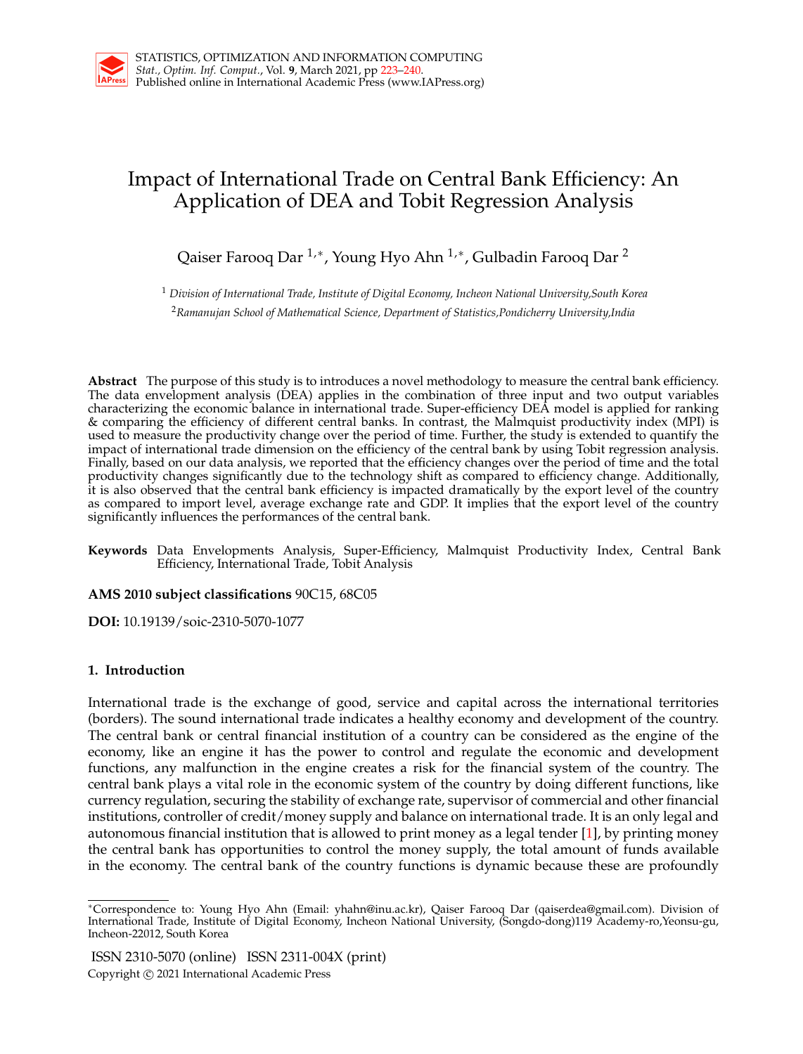# Impact of International Trade on Central Bank Efficiency: An Application of DEA and Tobit Regression Analysis

Qaiser Farooq Dar [1,*], Young Hyo Ahn [1,*], Gulbadin Farooq Dar [2]

[1] *Division of International Trade, Institute of Digital Economy, Incheon National University,South Korea*

[2] *Ramanujan School of Mathematical Science, Department of Statistics,Pondicherry University,India*

**Abstract** The purpose of this study is to introduces a novel methodology to measure the central bank efficiency. The data envelopment analysis (DEA) applies in the combination of three input and two output variables characterizing the economic balance in international trade. Super-efficiency DEA model is applied for ranking & comparing the efficiency of different central banks. In contrast, the Malmquist productivity index (MPI) is used to measure the productivity change over the period of time. Further, the study is extended to quantify the impact of international trade dimension on the efficiency of the central bank by using Tobit regression analysis. Finally, based on our data analysis, we reported that the efficiency changes over the period of time and the total productivity changes significantly due to the technology shift as compared to efficiency change. Additionally, it is also observed that the central bank efficiency is impacted dramatically by the export level of the country as compared to import level, average exchange rate and GDP. It implies that the export level of the country significantly influences the performances of the central bank.

**Keywords** Data Envelopments Analysis, Super-Efficiency, Malmquist Productivity Index, Central Bank Efficiency, International Trade, Tobit Analysis

**AMS 2010 subject classifications** 90C15, 68C05

**DOI:** 10.19139/soic-2310-5070-1077

## 1. Introduction

International trade is the exchange of good, service and capital across the international territories (borders). The sound international trade indicates a healthy economy and development of the country. The central bank or central financial institution of a country can be considered as the engine of the economy, like an engine it has the power to control and regulate the economic and development functions, any malfunction in the engine creates a risk for the financial system of the country. The central bank plays a vital role in the economic system of the country by doing different functions, like currency regulation, securing the stability of exchange rate, supervisor of commercial and other financial institutions, controller of credit/money supply and balance on international trade. It is an only legal and autonomous financial institution that is allowed to print money as a legal tender [1], by printing money the central bank has opportunities to control the money supply, the total amount of funds available in the economy. The central bank of the country functions is dynamic because these are profoundly

*Correspondence to: Young Hyo Ahn (Email: yhahn@inu.ac.kr), Qaiser Farooq Dar (qaiserdea@gmail.com). Division of International Trade, Institute of Digital Economy, Incheon National University, (Songdo-dong)119 Academy-ro,Yeonsu-gu, Incheon-22012, South Korea

ISSN 2310-5070 (online) ISSN 2311-004X (print)
Copyright © 2021 International Academic Press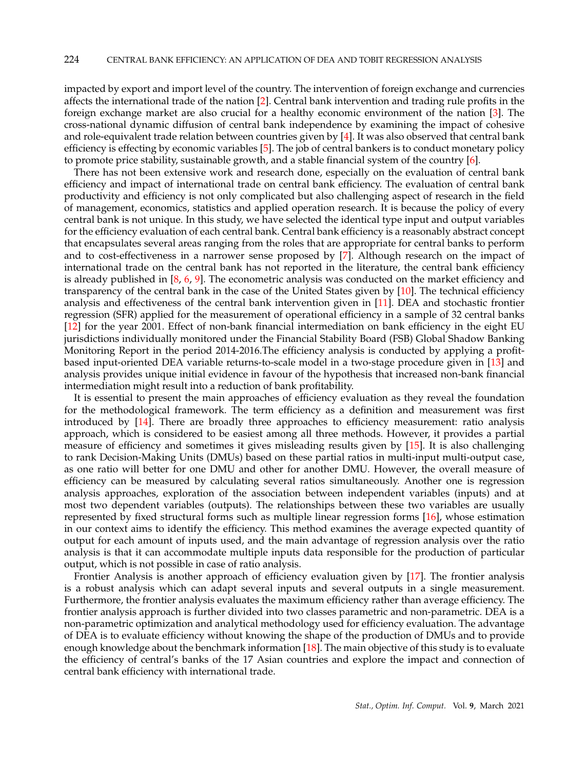impacted by export and import level of the country. The intervention of foreign exchange and currencies affects the international trade of the nation [2]. Central bank intervention and trading rule profits in the foreign exchange market are also crucial for a healthy economic environment of the nation [3]. The cross-national dynamic diffusion of central bank independence by examining the impact of cohesive and role-equivalent trade relation between countries given by [4]. It was also observed that central bank efficiency is effecting by economic variables [5]. The job of central bankers is to conduct monetary policy to promote price stability, sustainable growth, and a stable financial system of the country [6].

There has not been extensive work and research done, especially on the evaluation of central bank efficiency and impact of international trade on central bank efficiency. The evaluation of central bank productivity and efficiency is not only complicated but also challenging aspect of research in the field of management, economics, statistics and applied operation research. It is because the policy of every central bank is not unique. In this study, we have selected the identical type input and output variables for the efficiency evaluation of each central bank. Central bank efficiency is a reasonably abstract concept that encapsulates several areas ranging from the roles that are appropriate for central banks to perform and to cost-effectiveness in a narrower sense proposed by [7]. Although research on the impact of international trade on the central bank has not reported in the literature, the central bank efficiency is already published in [8, 6, 9]. The econometric analysis was conducted on the market efficiency and transparency of the central bank in the case of the United States given by [10]. The technical efficiency analysis and effectiveness of the central bank intervention given in [11]. DEA and stochastic frontier regression (SFR) applied for the measurement of operational efficiency in a sample of 32 central banks [12] for the year 2001. Effect of non-bank financial intermediation on bank efficiency in the eight EU jurisdictions individually monitored under the Financial Stability Board (FSB) Global Shadow Banking Monitoring Report in the period 2014-2016.The efficiency analysis is conducted by applying a profit-based input-oriented DEA variable returns-to-scale model in a two-stage procedure given in [13] and analysis provides unique initial evidence in favour of the hypothesis that increased non-bank financial intermediation might result into a reduction of bank profitability.

It is essential to present the main approaches of efficiency evaluation as they reveal the foundation for the methodological framework. The term efficiency as a definition and measurement was first introduced by [14]. There are broadly three approaches to efficiency measurement: ratio analysis approach, which is considered to be easiest among all three methods. However, it provides a partial measure of efficiency and sometimes it gives misleading results given by [15]. It is also challenging to rank Decision-Making Units (DMUs) based on these partial ratios in multi-input multi-output case, as one ratio will better for one DMU and other for another DMU. However, the overall measure of efficiency can be measured by calculating several ratios simultaneously. Another one is regression analysis approaches, exploration of the association between independent variables (inputs) and at most two dependent variables (outputs). The relationships between these two variables are usually represented by fixed structural forms such as multiple linear regression forms [16], whose estimation in our context aims to identify the efficiency. This method examines the average expected quantity of output for each amount of inputs used, and the main advantage of regression analysis over the ratio analysis is that it can accommodate multiple inputs data responsible for the production of particular output, which is not possible in case of ratio analysis.

Frontier Analysis is another approach of efficiency evaluation given by [17]. The frontier analysis is a robust analysis which can adapt several inputs and several outputs in a single measurement. Furthermore, the frontier analysis evaluates the maximum efficiency rather than average efficiency. The frontier analysis approach is further divided into two classes parametric and non-parametric. DEA is a non-parametric optimization and analytical methodology used for efficiency evaluation. The advantage of DEA is to evaluate efficiency without knowing the shape of the production of DMUs and to provide enough knowledge about the benchmark information [18]. The main objective of this study is to evaluate the efficiency of central's banks of the 17 Asian countries and explore the impact and connection of central bank efficiency with international trade.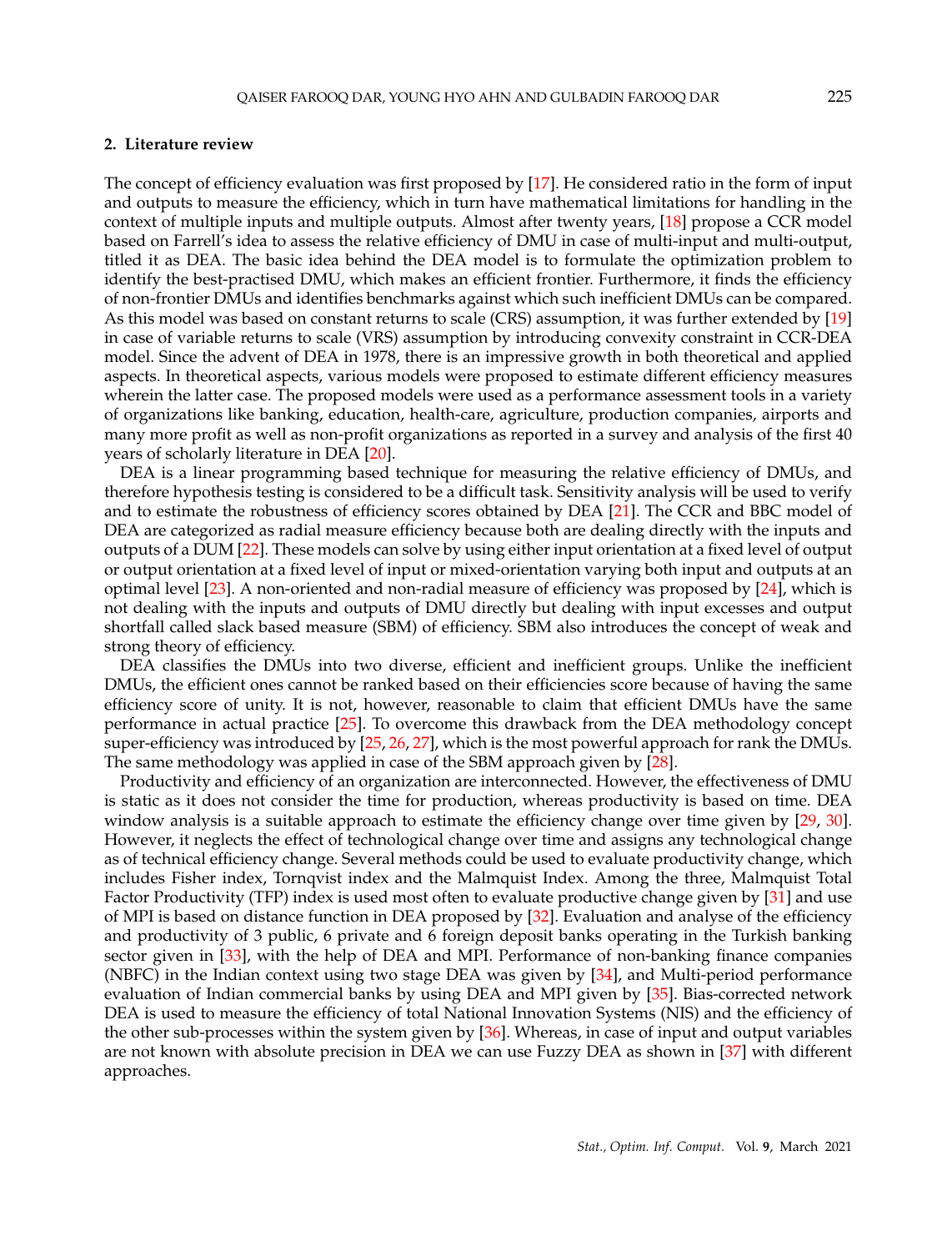## 2. Literature review

The concept of efficiency evaluation was first proposed by [17]. He considered ratio in the form of input and outputs to measure the efficiency, which in turn have mathematical limitations for handling in the context of multiple inputs and multiple outputs. Almost after twenty years, [18] propose a CCR model based on Farrell's idea to assess the relative efficiency of DMU in case of multi-input and multi-output, titled it as DEA. The basic idea behind the DEA model is to formulate the optimization problem to identify the best-practised DMU, which makes an efficient frontier. Furthermore, it finds the efficiency of non-frontier DMUs and identifies benchmarks against which such inefficient DMUs can be compared. As this model was based on constant returns to scale (CRS) assumption, it was further extended by [19] in case of variable returns to scale (VRS) assumption by introducing convexity constraint in CCR-DEA model. Since the advent of DEA in 1978, there is an impressive growth in both theoretical and applied aspects. In theoretical aspects, various models were proposed to estimate different efficiency measures wherein the latter case. The proposed models were used as a performance assessment tools in a variety of organizations like banking, education, health-care, agriculture, production companies, airports and many more profit as well as non-profit organizations as reported in a survey and analysis of the first 40 years of scholarly literature in DEA [20].

DEA is a linear programming based technique for measuring the relative efficiency of DMUs, and therefore hypothesis testing is considered to be a difficult task. Sensitivity analysis will be used to verify and to estimate the robustness of efficiency scores obtained by DEA [21]. The CCR and BBC model of DEA are categorized as radial measure efficiency because both are dealing directly with the inputs and outputs of a DUM [22]. These models can solve by using either input orientation at a fixed level of output or output orientation at a fixed level of input or mixed-orientation varying both input and outputs at an optimal level [23]. A non-oriented and non-radial measure of efficiency was proposed by [24], which is not dealing with the inputs and outputs of DMU directly but dealing with input excesses and output shortfall called slack based measure (SBM) of efficiency. SBM also introduces the concept of weak and strong theory of efficiency.

DEA classifies the DMUs into two diverse, efficient and inefficient groups. Unlike the inefficient DMUs, the efficient ones cannot be ranked based on their efficiencies score because of having the same efficiency score of unity. It is not, however, reasonable to claim that efficient DMUs have the same performance in actual practice [25]. To overcome this drawback from the DEA methodology concept super-efficiency was introduced by [25, 26, 27], which is the most powerful approach for rank the DMUs. The same methodology was applied in case of the SBM approach given by [28].

Productivity and efficiency of an organization are interconnected. However, the effectiveness of DMU is static as it does not consider the time for production, whereas productivity is based on time. DEA window analysis is a suitable approach to estimate the efficiency change over time given by [29, 30]. However, it neglects the effect of technological change over time and assigns any technological change as of technical efficiency change. Several methods could be used to evaluate productivity change, which includes Fisher index, Tornqvist index and the Malmquist Index. Among the three, Malmquist Total Factor Productivity (TFP) index is used most often to evaluate productive change given by [31] and use of MPI is based on distance function in DEA proposed by [32]. Evaluation and analyse of the efficiency and productivity of 3 public, 6 private and 6 foreign deposit banks operating in the Turkish banking sector given in [33], with the help of DEA and MPI. Performance of non-banking finance companies (NBFC) in the Indian context using two stage DEA was given by [34], and Multi-period performance evaluation of Indian commercial banks by using DEA and MPI given by [35]. Bias-corrected network DEA is used to measure the efficiency of total National Innovation Systems (NIS) and the efficiency of the other sub-processes within the system given by [36]. Whereas, in case of input and output variables are not known with absolute precision in DEA we can use Fuzzy DEA as shown in [37] with different approaches.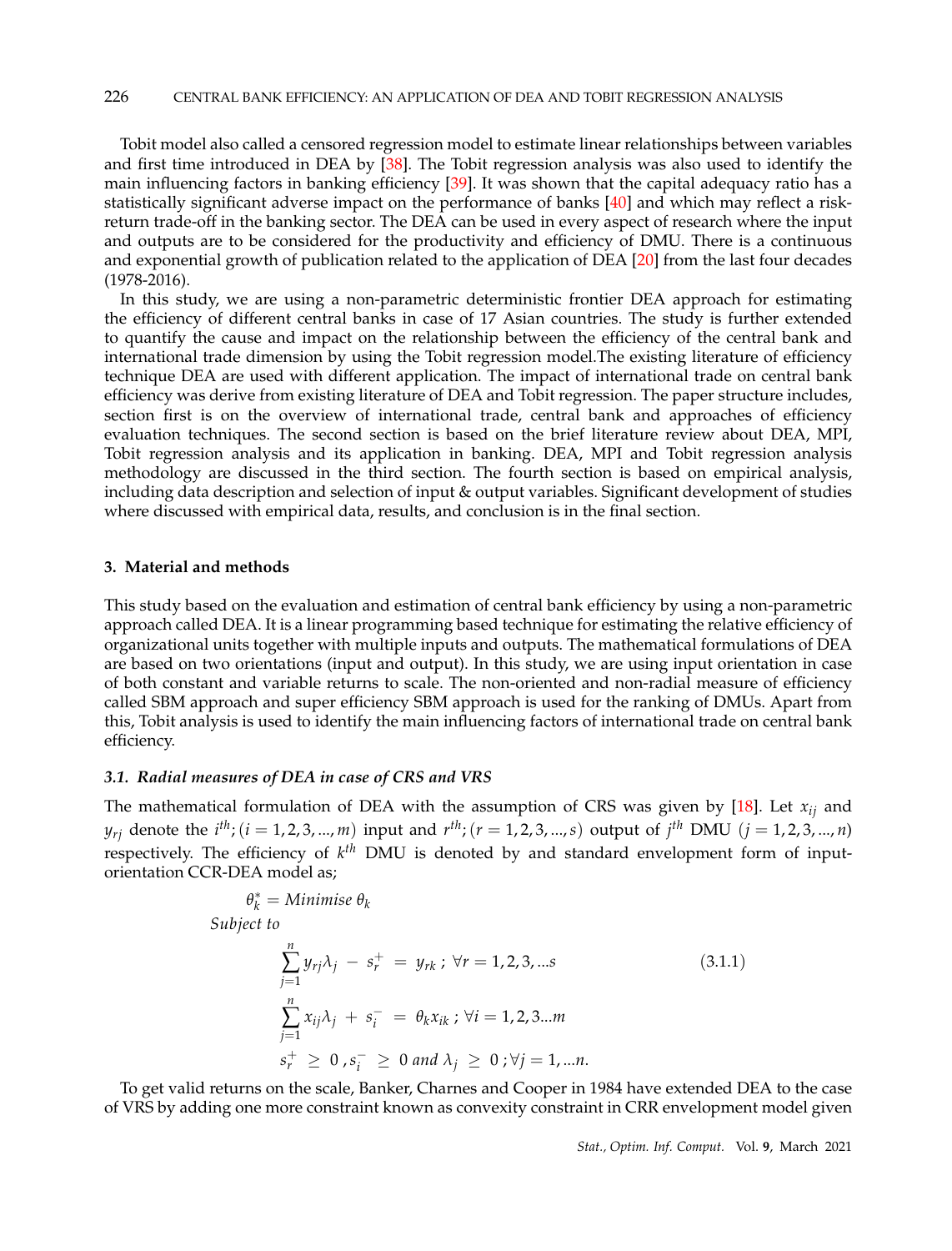Tobit model also called a censored regression model to estimate linear relationships between variables and first time introduced in DEA by [38]. The Tobit regression analysis was also used to identify the main influencing factors in banking efficiency [39]. It was shown that the capital adequacy ratio has a statistically significant adverse impact on the performance of banks [40] and which may reflect a risk-return trade-off in the banking sector. The DEA can be used in every aspect of research where the input and outputs are to be considered for the productivity and efficiency of DMU. There is a continuous and exponential growth of publication related to the application of DEA [20] from the last four decades (1978-2016).

In this study, we are using a non-parametric deterministic frontier DEA approach for estimating the efficiency of different central banks in case of 17 Asian countries. The study is further extended to quantify the cause and impact on the relationship between the efficiency of the central bank and international trade dimension by using the Tobit regression model.The existing literature of efficiency technique DEA are used with different application. The impact of international trade on central bank efficiency was derive from existing literature of DEA and Tobit regression. The paper structure includes, section first is on the overview of international trade, central bank and approaches of efficiency evaluation techniques. The second section is based on the brief literature review about DEA, MPI, Tobit regression analysis and its application in banking. DEA, MPI and Tobit regression analysis methodology are discussed in the third section. The fourth section is based on empirical analysis, including data description and selection of input & output variables. Significant development of studies where discussed with empirical data, results, and conclusion is in the final section.

## 3. Material and methods

This study based on the evaluation and estimation of central bank efficiency by using a non-parametric approach called DEA. It is a linear programming based technique for estimating the relative efficiency of organizational units together with multiple inputs and outputs. The mathematical formulations of DEA are based on two orientations (input and output). In this study, we are using input orientation in case of both constant and variable returns to scale. The non-oriented and non-radial measure of efficiency called SBM approach and super efficiency SBM approach is used for the ranking of DMUs. Apart from this, Tobit analysis is used to identify the main influencing factors of international trade on central bank efficiency.

### *3.1. Radial measures of DEA in case of CRS and VRS*

The mathematical formulation of DEA with the assumption of CRS was given by [18]. Let $x_{ij}$ and $y_{rj}$ denote the $i^{th}; (i = 1, 2, 3, ..., m)$ input and $r^{th}; (r = 1, 2, 3, ..., s)$ output of $j^{th}$ DMU $(j = 1, 2, 3, ..., n)$ respectively. The efficiency of $k^{th}$ DMU is denoted by and standard envelopment form of input-orientation CCR-DEA model as;

$$
\begin{aligned}
&\theta_k^* = \textit{Minimise } \theta_k \\
&\textit{Subject to} \\
&\qquad \sum_{j=1}^{n} y_{rj}\lambda_j \; - \; s_r^+ \; = \; y_{rk} \; ; \; \forall r = 1, 2, 3, ...s \qquad (3.1.1) \\
&\qquad \sum_{j=1}^{n} x_{ij}\lambda_j \; + \; s_i^- \; = \; \theta_k x_{ik} \; ; \; \forall i = 1, 2, 3...m \\
&\qquad s_r^+ \; \geq \; 0 \, , s_i^- \; \geq \; 0 \textit{ and } \lambda_j \; \geq \; 0 \, ; \forall j = 1, ...n.
\end{aligned}
$$

To get valid returns on the scale, Banker, Charnes and Cooper in 1984 have extended DEA to the case of VRS by adding one more constraint known as convexity constraint in CRR envelopment model given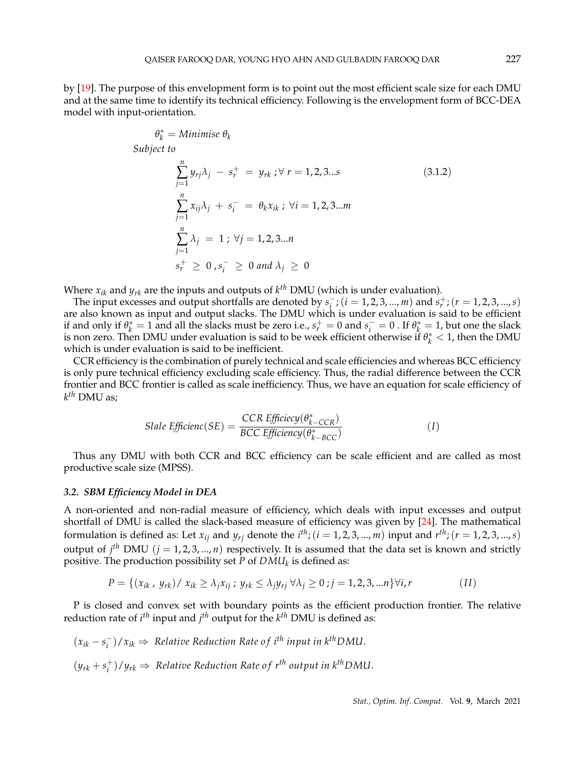by [19]. The purpose of this envelopment form is to point out the most efficient scale size for each DMU and at the same time to identify its technical efficiency. Following is the envelopment form of BCC-DEA model with input-orientation.

$$
\begin{aligned}
&\theta_k^* = Minimise\ \theta_k \\
&Subject\ to \\
&\sum_{j=1}^{n} y_{rj}\lambda_j \ - \ s_r^+ \ = \ y_{rk}\ ; \forall\ r = 1,2,3...s \qquad (3.1.2)\\
&\sum_{j=1}^{n} x_{ij}\lambda_j \ + \ s_i^- \ = \ \theta_k x_{ik}\ ;\ \forall i = 1,2,3...m \\
&\sum_{j=1}^{n} \lambda_j \ = \ 1\ ;\ \forall j = 1,2,3...n \\
&s_r^+ \ \geq \ 0\ , s_i^- \ \geq \ 0\ and\ \lambda_j \ \geq \ 0
\end{aligned}
$$

Where $x_{ik}$ and $y_{rk}$ are the inputs and outputs of $k^{th}$ DMU (which is under evaluation).

The input excesses and output shortfalls are denoted by $s_i^-; (i = 1,2,3,...,m)$ and $s_r^+; (r = 1,2,3,...,s)$ are also known as input and output slacks. The DMU which is under evaluation is said to be efficient if and only if $\theta_k^* = 1$ and all the slacks must be zero i.e., $s_r^+ = 0$ and $s_i^- = 0$ . If $\theta_k^* = 1$, but one the slack is non zero. Then DMU under evaluation is said to be week efficient otherwise if $\theta_k^* < 1$, then the DMU which is under evaluation is said to be inefficient.

CCR efficiency is the combination of purely technical and scale efficiencies and whereas BCC efficiency is only pure technical efficiency excluding scale efficiency. Thus, the radial difference between the CCR frontier and BCC frontier is called as scale inefficiency. Thus, we have an equation for scale efficiency of $k^{th}$ DMU as;

$$
Slale\ Efficienc(SE) = \frac{CCR\ Efficiecy(\theta_{k-CCR}^*)}{BCC\ Efficiency(\theta_{k-BCC}^*)} \qquad (I)
$$

Thus any DMU with both CCR and BCC efficiency can be scale efficient and are called as most productive scale size (MPSS).

### 3.2. SBM Efficiency Model in DEA

A non-oriented and non-radial measure of efficiency, which deals with input excesses and output shortfall of DMU is called the slack-based measure of efficiency was given by [24]. The mathematical formulation is defined as: Let $x_{ij}$ and $y_{rj}$ denote the $i^{th}; (i = 1,2,3,...,m)$ input and $r^{th}; (r = 1,2,3,...,s)$ output of $j^{th}$ DMU $(j = 1,2,3,...,n)$ respectively. It is assumed that the data set is known and strictly positive. The production possibility set $P$ of $DMU_k$ is defined as:

$$
P = \{(x_{ik}\ , \ y_{rk}) / \ x_{ik} \geq \lambda_j x_{ij}\ ;\ y_{rk} \leq \lambda_j y_{rj}\ \forall \lambda_j \geq 0\ ; j = 1,2,3,...n\} \forall i,r \qquad (II)
$$

P is closed and convex set with boundary points as the efficient production frontier. The relative reduction rate of $i^{th}$ input and $j^{th}$ output for the $k^{th}$ DMU is defined as:

$(x_{ik} - s_i^-)/x_{ik} \Rightarrow$ *Relative Reduction Rate of $i^{th}$ input in $k^{th}$DMU.*

$(y_{rk} + s_i^+)/y_{rk} \Rightarrow$ *Relative Reduction Rate of $r^{th}$ output in $k^{th}$DMU.*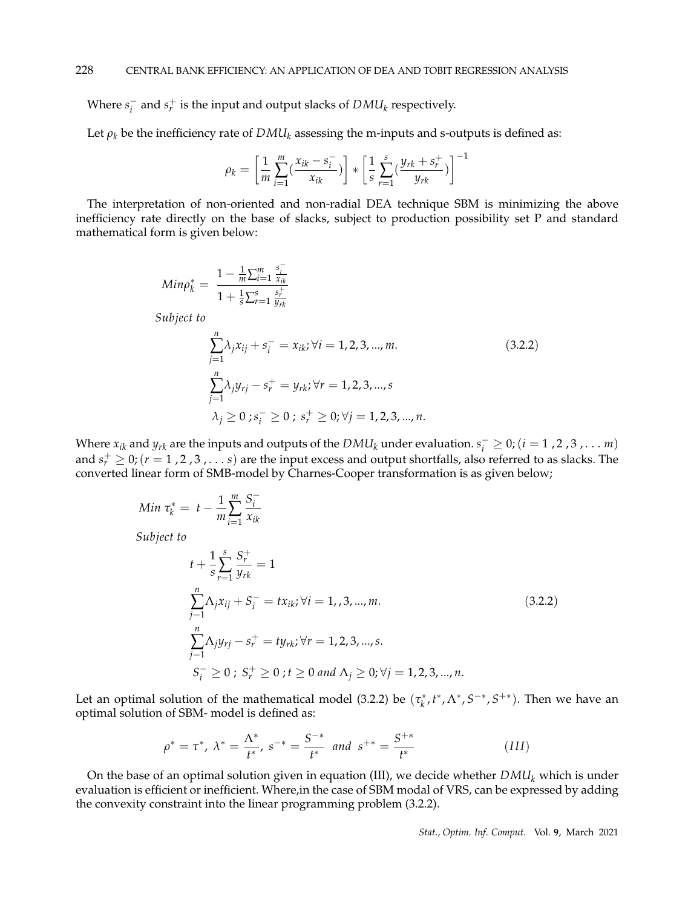Where $s_i^-$ and $s_r^+$ is the input and output slacks of $DMU_k$ respectively.

Let $\rho_k$ be the inefficiency rate of $DMU_k$ assessing the m-inputs and s-outputs is defined as:

$$\rho_k = \left[\frac{1}{m}\sum_{i=1}^{m}(\frac{x_{ik}-s_i^-}{x_{ik}})\right] * \left[\frac{1}{s}\sum_{r=1}^{s}(\frac{y_{rk}+s_r^+}{y_{rk}})\right]^{-1}$$

The interpretation of non-oriented and non-radial DEA technique SBM is minimizing the above inefficiency rate directly on the base of slacks, subject to production possibility set P and standard mathematical form is given below:

$$Min\rho_k^* = \frac{1-\frac{1}{m}\sum_{i=1}^{m}\frac{s_i^-}{x_{ik}}}{1+\frac{1}{s}\sum_{r=1}^{s}\frac{s_r^+}{y_{rk}}}$$

*Subject to*

$$\sum_{j=1}^{n}\lambda_j x_{ij} + s_i^- = x_{ik}; \forall i = 1,2,3,...,m. \tag{3.2.2}$$

$$\sum_{j=1}^{n}\lambda_j y_{rj} - s_r^+ = y_{rk}; \forall r = 1,2,3,...,s$$

$$\lambda_j \geq 0 \,; s_i^- \geq 0 \,; \; s_r^+ \geq 0; \forall j = 1,2,3,...,n.$$

Where $x_{ik}$ and $y_{rk}$ are the inputs and outputs of the $DMU_k$ under evaluation. $s_i^- \geq 0; (i = 1\,,2\,,3\,,\ldots m)$ and $s_r^+ \geq 0; (r = 1\,,2\,,3\,,\ldots s)$ are the input excess and output shortfalls, also referred to as slacks. The converted linear form of SMB-model by Charnes-Cooper transformation is as given below;

$$Min\ \tau_k^* = \ t - \frac{1}{m}\sum_{i=1}^{m}\frac{S_i^-}{x_{ik}}$$

*Subject to*

$$t + \frac{1}{s}\sum_{r=1}^{s}\frac{S_r^+}{y_{rk}} = 1$$

$$\sum_{j=1}^{n}\Lambda_j x_{ij} + S_i^- = tx_{ik}; \forall i = 1,,3,...,m. \tag{3.2.2}$$

$$\sum_{j=1}^{n}\Lambda_j y_{rj} - s_r^+ = ty_{rk}; \forall r = 1,2,3,...,s.$$

$$S_i^- \geq 0 \,; \; S_r^+ \geq 0 \,; t \geq 0 \text{ and } \Lambda_j \geq 0; \forall j = 1,2,3,...,n.$$

Let an optimal solution of the mathematical model (3.2.2) be $(\tau_k^*, t^*, \Lambda^*, S^{-*}, S^{+*})$. Then we have an optimal solution of SBM- model is defined as:

$$\rho^* = \tau^*, \ \lambda^* = \frac{\Lambda^*}{t^*}, \ s^{-*} = \frac{S^{-*}}{t^*} \ \text{ and } \ s^{+*} = \frac{S^{+*}}{t^*} \tag{III}$$

On the base of an optimal solution given in equation (III), we decide whether $DMU_k$ which is under evaluation is efficient or inefficient. Where,in the case of SBM modal of VRS, can be expressed by adding the convexity constraint into the linear programming problem (3.2.2).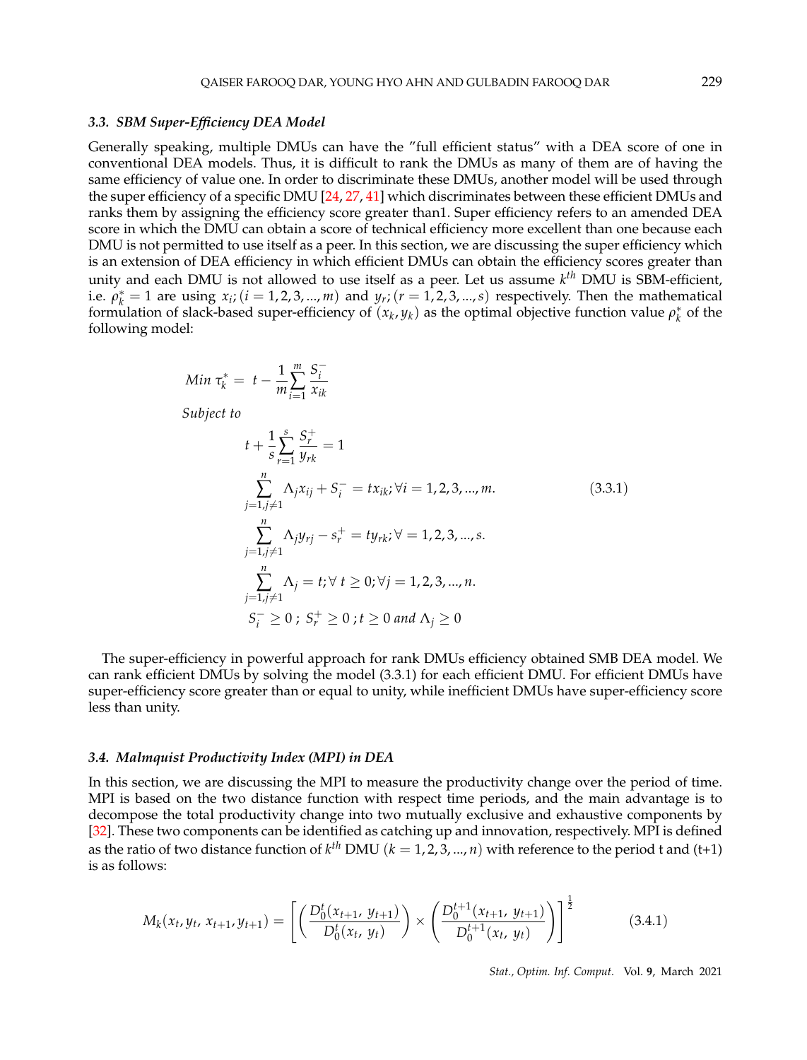### 3.3. SBM Super-Efficiency DEA Model

Generally speaking, multiple DMUs can have the "full efficient status" with a DEA score of one in conventional DEA models. Thus, it is difficult to rank the DMUs as many of them are of having the same efficiency of value one. In order to discriminate these DMUs, another model will be used through the super efficiency of a specific DMU [24, 27, 41] which discriminates between these efficient DMUs and ranks them by assigning the efficiency score greater than1. Super efficiency refers to an amended DEA score in which the DMU can obtain a score of technical efficiency more excellent than one because each DMU is not permitted to use itself as a peer. In this section, we are discussing the super efficiency which is an extension of DEA efficiency in which efficient DMUs can obtain the efficiency scores greater than unity and each DMU is not allowed to use itself as a peer. Let us assume $k^{th}$ DMU is SBM-efficient, i.e. $\rho_k^* = 1$ are using $x_i; (i = 1, 2, 3, ..., m)$ and $y_r; (r = 1, 2, 3, ..., s)$ respectively. Then the mathematical formulation of slack-based super-efficiency of $(x_k, y_k)$ as the optimal objective function value $\rho_k^*$ of the following model:

$$
\begin{aligned}
& Min\ \tau_k^* = \ t - \frac{1}{m}\sum_{i=1}^{m}\frac{S_i^-}{x_{ik}} \\
& Subject\ to \\
& \qquad t + \frac{1}{s}\sum_{r=1}^{s}\frac{S_r^+}{y_{rk}} = 1 \\
& \qquad \sum_{j=1, j\neq 1}^{n}\Lambda_j x_{ij} + S_i^- = t x_{ik}; \forall i = 1, 2, 3, ..., m. \\
& \qquad \sum_{j=1, j\neq 1}^{n}\Lambda_j y_{rj} - s_r^+ = t y_{rk}; \forall = 1, 2, 3, ..., s. \\
& \qquad \sum_{j=1, j\neq 1}^{n}\Lambda_j = t; \forall\ t \geq 0; \forall j = 1, 2, 3, ..., n. \\
& \qquad S_i^- \geq 0\ ;\ S_r^+ \geq 0\ ; t \geq 0\ and\ \Lambda_j \geq 0
\end{aligned}
\tag{3.3.1}
$$

The super-efficiency in powerful approach for rank DMUs efficiency obtained SMB DEA model. We can rank efficient DMUs by solving the model (3.3.1) for each efficient DMU. For efficient DMUs have super-efficiency score greater than or equal to unity, while inefficient DMUs have super-efficiency score less than unity.

### 3.4. Malmquist Productivity Index (MPI) in DEA

In this section, we are discussing the MPI to measure the productivity change over the period of time. MPI is based on the two distance function with respect time periods, and the main advantage is to decompose the total productivity change into two mutually exclusive and exhaustive components by [32]. These two components can be identified as catching up and innovation, respectively. MPI is defined as the ratio of two distance function of $k^{th}$ DMU $(k = 1, 2, 3, ..., n)$ with reference to the period t and (t+1) is as follows:

$$
M_k(x_t, y_t,\ x_{t+1}, y_{t+1}) = \left[\left(\frac{D_0^t(x_{t+1},\ y_{t+1})}{D_0^t(x_t,\ y_t)}\right) \times \left(\frac{D_0^{t+1}(x_{t+1},\ y_{t+1})}{D_0^{t+1}(x_t,\ y_t)}\right)\right]^{\frac{1}{2}} \tag{3.4.1}
$$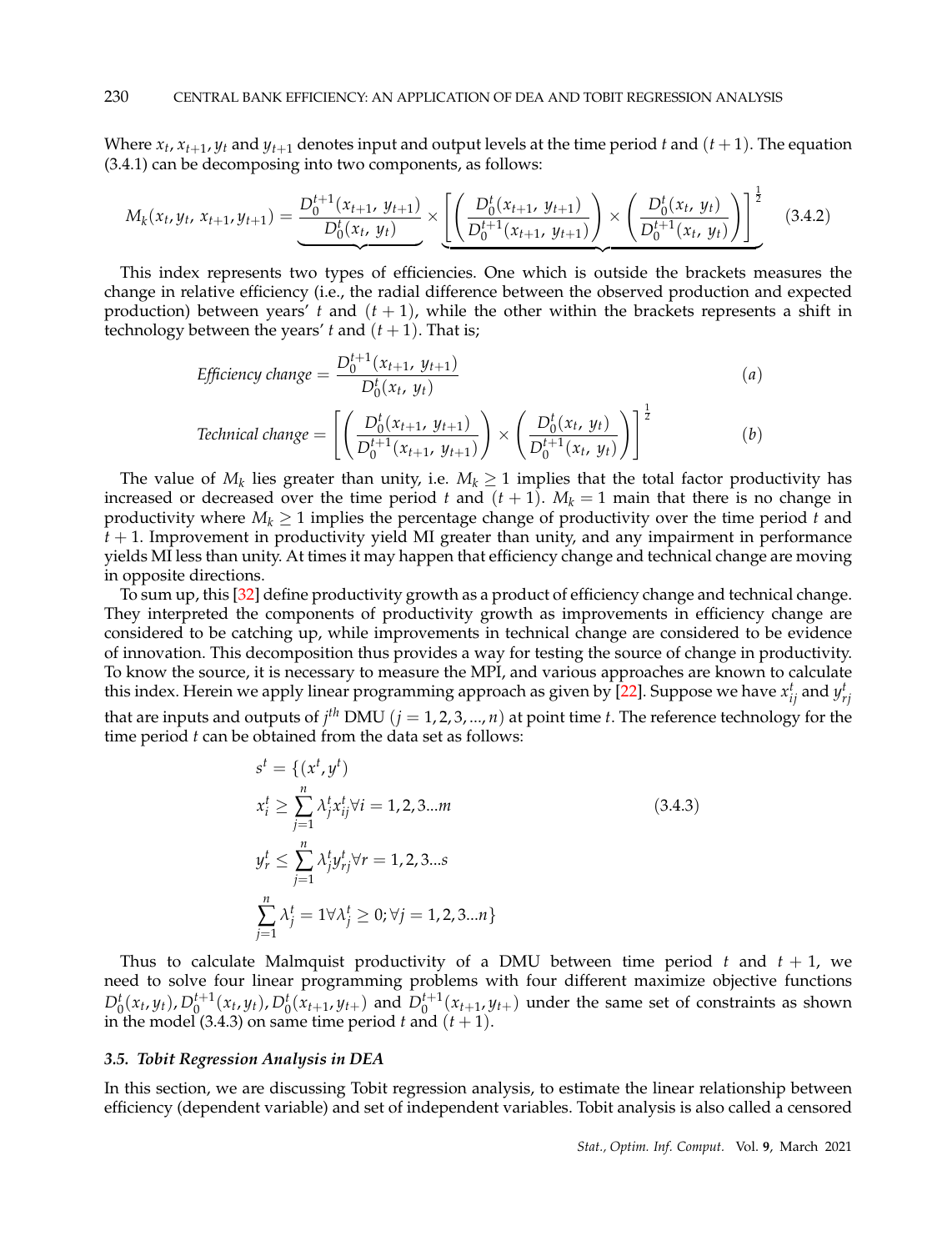Where $x_t, x_{t+1}, y_t$ and $y_{t+1}$ denotes input and output levels at the time period $t$ and $(t+1)$. The equation (3.4.1) can be decomposing into two components, as follows:

$$M_k(x_t, y_t, x_{t+1}, y_{t+1}) = \underbrace{\frac{D_0^{t+1}(x_{t+1}, y_{t+1})}{D_0^t(x_t, y_t)}} \times \underbrace{\left[\left(\frac{D_0^t(x_{t+1}, y_{t+1})}{D_0^{t+1}(x_{t+1}, y_{t+1})}\right) \times \left(\frac{D_0^t(x_t, y_t)}{D_0^{t+1}(x_t, y_t)}\right)\right]^{\frac{1}{2}}} \quad (3.4.2)$$

This index represents two types of efficiencies. One which is outside the brackets measures the change in relative efficiency (i.e., the radial difference between the observed production and expected production) between years' $t$ and $(t+1)$, while the other within the brackets represents a shift in technology between the years' $t$ and $(t+1)$. That is;

$$\textit{Efficiency change} = \frac{D_0^{t+1}(x_{t+1}, y_{t+1})}{D_0^t(x_t, y_t)} \quad (a)$$

$$\textit{Technical change} = \left[\left(\frac{D_0^t(x_{t+1}, y_{t+1})}{D_0^{t+1}(x_{t+1}, y_{t+1})}\right) \times \left(\frac{D_0^t(x_t, y_t)}{D_0^{t+1}(x_t, y_t)}\right)\right]^{\frac{1}{2}} \quad (b)$$

The value of $M_k$ lies greater than unity, i.e. $M_k \geq 1$ implies that the total factor productivity has increased or decreased over the time period $t$ and $(t+1)$. $M_k = 1$ main that there is no change in productivity where $M_k \geq 1$ implies the percentage change of productivity over the time period $t$ and $t+1$. Improvement in productivity yield MI greater than unity, and any impairment in performance yields MI less than unity. At times it may happen that efficiency change and technical change are moving in opposite directions.

To sum up, this [32] define productivity growth as a product of efficiency change and technical change. They interpreted the components of productivity growth as improvements in efficiency change are considered to be catching up, while improvements in technical change are considered to be evidence of innovation. This decomposition thus provides a way for testing the source of change in productivity. To know the source, it is necessary to measure the MPI, and various approaches are known to calculate this index. Herein we apply linear programming approach as given by [22]. Suppose we have $x_{ij}^t$ and $y_{rj}^t$ that are inputs and outputs of $j^{th}$ DMU $(j = 1, 2, 3, ..., n)$ at point time $t$. The reference technology for the time period $t$ can be obtained from the data set as follows:

$$\begin{aligned}
s^t &= \{(x^t, y^t) \\
x_i^t &\geq \sum_{j=1}^{n} \lambda_j^t x_{ij}^t \forall i = 1, 2, 3...m \\
y_r^t &\leq \sum_{j=1}^{n} \lambda_j^t y_{rj}^t \forall r = 1, 2, 3...s \\
\sum_{j=1}^{n} \lambda_j^t &= 1 \forall \lambda_j^t \geq 0; \forall j = 1, 2, 3...n\}
\end{aligned} \quad (3.4.3)$$

Thus to calculate Malmquist productivity of a DMU between time period $t$ and $t+1$, we need to solve four linear programming problems with four different maximize objective functions $D_0^t(x_t, y_t), D_0^{t+1}(x_t, y_t), D_0^t(x_{t+1}, y_{t+})$ and $D_0^{t+1}(x_{t+1}, y_{t+})$ under the same set of constraints as shown in the model (3.4.3) on same time period $t$ and $(t+1)$.

### 3.5. Tobit Regression Analysis in DEA

In this section, we are discussing Tobit regression analysis, to estimate the linear relationship between efficiency (dependent variable) and set of independent variables. Tobit analysis is also called a censored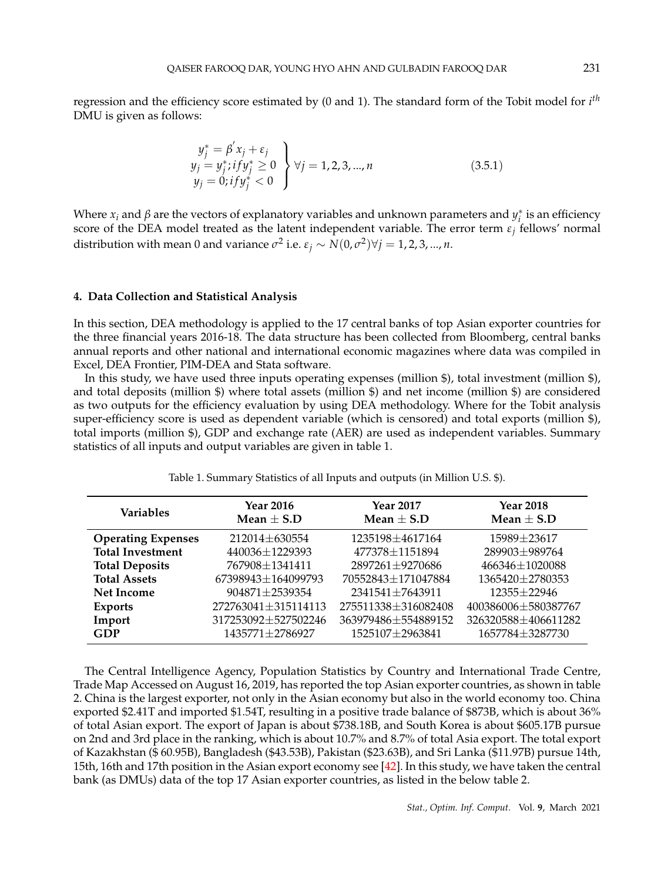regression and the efficiency score estimated by (0 and 1). The standard form of the Tobit model for $i^{th}$ DMU is given as follows:

$$\left.\begin{array}{l} y_j^* = \beta' x_j + \varepsilon_j \\ y_j = y_j^*; if y_j^* \geq 0 \\ y_j = 0; if y_j^* < 0 \end{array}\right\} \forall j = 1, 2, 3, ..., n \tag{3.5.1}$$

Where $x_i$ and $\beta$ are the vectors of explanatory variables and unknown parameters and $y_i^*$ is an efficiency score of the DEA model treated as the latent independent variable. The error term $\varepsilon_j$ fellows' normal distribution with mean 0 and variance $\sigma^2$ i.e. $\varepsilon_j \sim N(0, \sigma^2) \forall j = 1, 2, 3, ..., n$.

## 4. Data Collection and Statistical Analysis

In this section, DEA methodology is applied to the 17 central banks of top Asian exporter countries for the three financial years 2016-18. The data structure has been collected from Bloomberg, central banks annual reports and other national and international economic magazines where data was compiled in Excel, DEA Frontier, PIM-DEA and Stata software.

In this study, we have used three inputs operating expenses (million \$), total investment (million \$), and total deposits (million \$) where total assets (million \$) and net income (million \$) are considered as two outputs for the efficiency evaluation by using DEA methodology. Where for the Tobit analysis super-efficiency score is used as dependent variable (which is censored) and total exports (million \$), total imports (million \$), GDP and exchange rate (AER) are used as independent variables. Summary statistics of all inputs and output variables are given in table 1.

Table 1. Summary Statistics of all Inputs and outputs (in Million U.S. \$).

| Variables | Year 2016<br>Mean ± S.D | Year 2017<br>Mean ± S.D | Year 2018<br>Mean ± S.D |
|---|---|---|---|
| **Operating Expenses** | 212014±630554 | 1235198±4617164 | 15989±23617 |
| **Total Investment** | 440036±1229393 | 477378±1151894 | 289903±989764 |
| **Total Deposits** | 767908±1341411 | 2897261±9270686 | 466346±1020088 |
| **Total Assets** | 67398943±164099793 | 70552843±171047884 | 1365420±2780353 |
| **Net Income** | 904871±2539354 | 2341541±7643911 | 12355±22946 |
| **Exports** | 272763041±315114113 | 275511338±316082408 | 400386006±580387767 |
| **Import** | 317253092±527502246 | 363979486±554889152 | 326320588±406611282 |
| **GDP** | 1435771±2786927 | 1525107±2963841 | 1657784±3287730 |

The Central Intelligence Agency, Population Statistics by Country and International Trade Centre, Trade Map Accessed on August 16, 2019, has reported the top Asian exporter countries, as shown in table 2. China is the largest exporter, not only in the Asian economy but also in the world economy too. China exported \$2.41T and imported \$1.54T, resulting in a positive trade balance of \$873B, which is about 36% of total Asian export. The export of Japan is about \$738.18B, and South Korea is about \$605.17B pursue on 2nd and 3rd place in the ranking, which is about 10.7% and 8.7% of total Asia export. The total export of Kazakhstan (\$ 60.95B), Bangladesh (\$43.53B), Pakistan (\$23.63B), and Sri Lanka (\$11.97B) pursue 14th, 15th, 16th and 17th position in the Asian export economy see [42]. In this study, we have taken the central bank (as DMUs) data of the top 17 Asian exporter countries, as listed in the below table 2.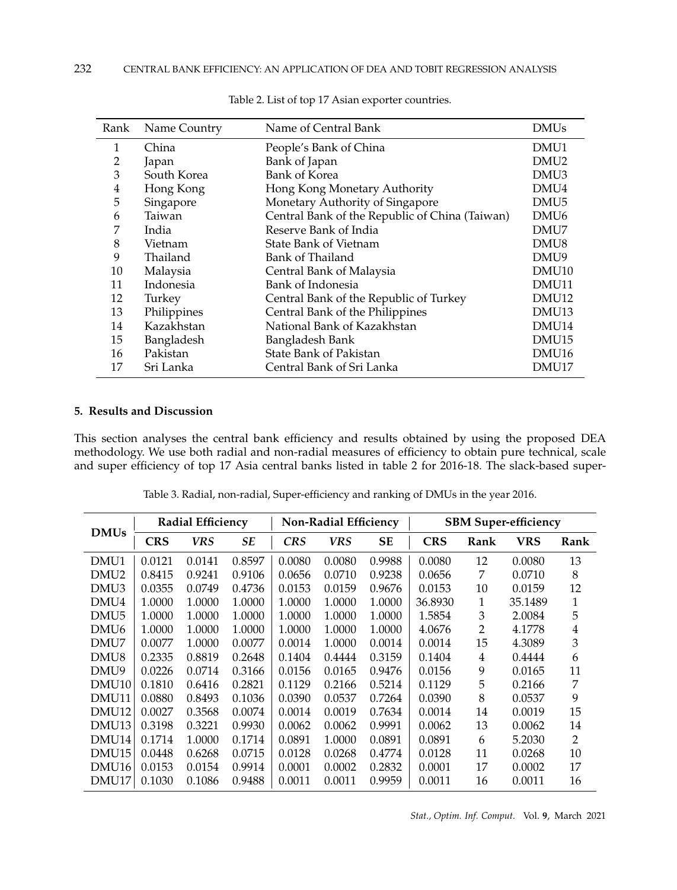Table 2. List of top 17 Asian exporter countries.

| Rank | Name Country | Name of Central Bank | DMUs |
|---|---|---|---|
| 1 | China | People's Bank of China | DMU1 |
| 2 | Japan | Bank of Japan | DMU2 |
| 3 | South Korea | Bank of Korea | DMU3 |
| 4 | Hong Kong | Hong Kong Monetary Authority | DMU4 |
| 5 | Singapore | Monetary Authority of Singapore | DMU5 |
| 6 | Taiwan | Central Bank of the Republic of China (Taiwan) | DMU6 |
| 7 | India | Reserve Bank of India | DMU7 |
| 8 | Vietnam | State Bank of Vietnam | DMU8 |
| 9 | Thailand | Bank of Thailand | DMU9 |
| 10 | Malaysia | Central Bank of Malaysia | DMU10 |
| 11 | Indonesia | Bank of Indonesia | DMU11 |
| 12 | Turkey | Central Bank of the Republic of Turkey | DMU12 |
| 13 | Philippines | Central Bank of the Philippines | DMU13 |
| 14 | Kazakhstan | National Bank of Kazakhstan | DMU14 |
| 15 | Bangladesh | Bangladesh Bank | DMU15 |
| 16 | Pakistan | State Bank of Pakistan | DMU16 |
| 17 | Sri Lanka | Central Bank of Sri Lanka | DMU17 |

## 5. Results and Discussion

This section analyses the central bank efficiency and results obtained by using the proposed DEA methodology. We use both radial and non-radial measures of efficiency to obtain pure technical, scale and super efficiency of top 17 Asia central banks listed in table 2 for 2016-18. The slack-based super-

Table 3. Radial, non-radial, Super-efficiency and ranking of DMUs in the year 2016.

| DMUs | Radial Efficiency | | | Non-Radial Efficiency | | | SBM Super-efficiency | | | |
|---|---|---|---|---|---|---|---|---|---|---|
| | CRS | VRS | SE | CRS | VRS | SE | CRS | Rank | VRS | Rank |
| DMU1 | 0.0121 | 0.0141 | 0.8597 | 0.0080 | 0.0080 | 0.9988 | 0.0080 | 12 | 0.0080 | 13 |
| DMU2 | 0.8415 | 0.9241 | 0.9106 | 0.0656 | 0.0710 | 0.9238 | 0.0656 | 7 | 0.0710 | 8 |
| DMU3 | 0.0355 | 0.0749 | 0.4736 | 0.0153 | 0.0159 | 0.9676 | 0.0153 | 10 | 0.0159 | 12 |
| DMU4 | 1.0000 | 1.0000 | 1.0000 | 1.0000 | 1.0000 | 1.0000 | 36.8930 | 1 | 35.1489 | 1 |
| DMU5 | 1.0000 | 1.0000 | 1.0000 | 1.0000 | 1.0000 | 1.0000 | 1.5854 | 3 | 2.0084 | 5 |
| DMU6 | 1.0000 | 1.0000 | 1.0000 | 1.0000 | 1.0000 | 1.0000 | 4.0676 | 2 | 4.1778 | 4 |
| DMU7 | 0.0077 | 1.0000 | 0.0077 | 0.0014 | 1.0000 | 0.0014 | 0.0014 | 15 | 4.3089 | 3 |
| DMU8 | 0.2335 | 0.8819 | 0.2648 | 0.1404 | 0.4444 | 0.3159 | 0.1404 | 4 | 0.4444 | 6 |
| DMU9 | 0.0226 | 0.0714 | 0.3166 | 0.0156 | 0.0165 | 0.9476 | 0.0156 | 9 | 0.0165 | 11 |
| DMU10 | 0.1810 | 0.6416 | 0.2821 | 0.1129 | 0.2166 | 0.5214 | 0.1129 | 5 | 0.2166 | 7 |
| DMU11 | 0.0880 | 0.8493 | 0.1036 | 0.0390 | 0.0537 | 0.7264 | 0.0390 | 8 | 0.0537 | 9 |
| DMU12 | 0.0027 | 0.3568 | 0.0074 | 0.0014 | 0.0019 | 0.7634 | 0.0014 | 14 | 0.0019 | 15 |
| DMU13 | 0.3198 | 0.3221 | 0.9930 | 0.0062 | 0.0062 | 0.9991 | 0.0062 | 13 | 0.0062 | 14 |
| DMU14 | 0.1714 | 1.0000 | 0.1714 | 0.0891 | 1.0000 | 0.0891 | 0.0891 | 6 | 5.2030 | 2 |
| DMU15 | 0.0448 | 0.6268 | 0.0715 | 0.0128 | 0.0268 | 0.4774 | 0.0128 | 11 | 0.0268 | 10 |
| DMU16 | 0.0153 | 0.0154 | 0.9914 | 0.0001 | 0.0002 | 0.2832 | 0.0001 | 17 | 0.0002 | 17 |
| DMU17 | 0.1030 | 0.1086 | 0.9488 | 0.0011 | 0.0011 | 0.9959 | 0.0011 | 16 | 0.0011 | 16 |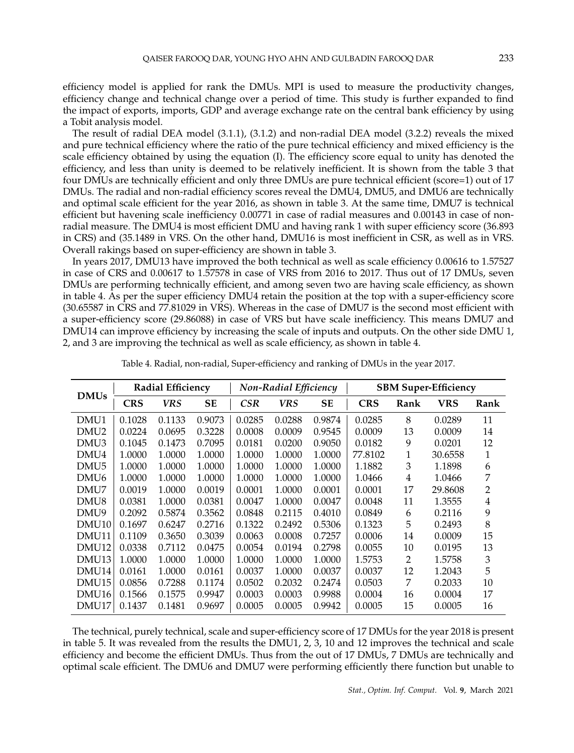efficiency model is applied for rank the DMUs. MPI is used to measure the productivity changes, efficiency change and technical change over a period of time. This study is further expanded to find the impact of exports, imports, GDP and average exchange rate on the central bank efficiency by using a Tobit analysis model.

The result of radial DEA model (3.1.1), (3.1.2) and non-radial DEA model (3.2.2) reveals the mixed and pure technical efficiency where the ratio of the pure technical efficiency and mixed efficiency is the scale efficiency obtained by using the equation (I). The efficiency score equal to unity has denoted the efficiency, and less than unity is deemed to be relatively inefficient. It is shown from the table 3 that four DMUs are technically efficient and only three DMUs are pure technical efficient (score=1) out of 17 DMUs. The radial and non-radial efficiency scores reveal the DMU4, DMU5, and DMU6 are technically and optimal scale efficient for the year 2016, as shown in table 3. At the same time, DMU7 is technical efficient but havening scale inefficiency 0.00771 in case of radial measures and 0.00143 in case of non-radial measure. The DMU4 is most efficient DMU and having rank 1 with super efficiency score (36.893 in CRS) and (35.1489 in VRS. On the other hand, DMU16 is most inefficient in CSR, as well as in VRS. Overall rakings based on super-efficiency are shown in table 3.

In years 2017, DMU13 have improved the both technical as well as scale efficiency 0.00616 to 1.57527 in case of CRS and 0.00617 to 1.57578 in case of VRS from 2016 to 2017. Thus out of 17 DMUs, seven DMUs are performing technically efficient, and among seven two are having scale efficiency, as shown in table 4. As per the super efficiency DMU4 retain the position at the top with a super-efficiency score (30.65587 in CRS and 77.81029 in VRS). Whereas in the case of DMU7 is the second most efficient with a super-efficiency score (29.86088) in case of VRS but have scale inefficiency. This means DMU7 and DMU14 can improve efficiency by increasing the scale of inputs and outputs. On the other side DMU 1, 2, and 3 are improving the technical as well as scale efficiency, as shown in table 4.

Table 4. Radial, non-radial, Super-efficiency and ranking of DMUs in the year 2017.

| DMUs | Radial Efficiency | | | *Non-Radial Efficiency* | | | SBM Super-Efficiency | | | |
|---|---|---|---|---|---|---|---|---|---|---|
| | CRS | *VRS* | SE | *CSR* | *VRS* | SE | CRS | Rank | VRS | Rank |
| DMU1 | 0.1028 | 0.1133 | 0.9073 | 0.0285 | 0.0288 | 0.9874 | 0.0285 | 8 | 0.0289 | 11 |
| DMU2 | 0.0224 | 0.0695 | 0.3228 | 0.0008 | 0.0009 | 0.9545 | 0.0009 | 13 | 0.0009 | 14 |
| DMU3 | 0.1045 | 0.1473 | 0.7095 | 0.0181 | 0.0200 | 0.9050 | 0.0182 | 9 | 0.0201 | 12 |
| DMU4 | 1.0000 | 1.0000 | 1.0000 | 1.0000 | 1.0000 | 1.0000 | 77.8102 | 1 | 30.6558 | 1 |
| DMU5 | 1.0000 | 1.0000 | 1.0000 | 1.0000 | 1.0000 | 1.0000 | 1.1882 | 3 | 1.1898 | 6 |
| DMU6 | 1.0000 | 1.0000 | 1.0000 | 1.0000 | 1.0000 | 1.0000 | 1.0466 | 4 | 1.0466 | 7 |
| DMU7 | 0.0019 | 1.0000 | 0.0019 | 0.0001 | 1.0000 | 0.0001 | 0.0001 | 17 | 29.8608 | 2 |
| DMU8 | 0.0381 | 1.0000 | 0.0381 | 0.0047 | 1.0000 | 0.0047 | 0.0048 | 11 | 1.3555 | 4 |
| DMU9 | 0.2092 | 0.5874 | 0.3562 | 0.0848 | 0.2115 | 0.4010 | 0.0849 | 6 | 0.2116 | 9 |
| DMU10 | 0.1697 | 0.6247 | 0.2716 | 0.1322 | 0.2492 | 0.5306 | 0.1323 | 5 | 0.2493 | 8 |
| DMU11 | 0.1109 | 0.3650 | 0.3039 | 0.0063 | 0.0008 | 0.7257 | 0.0006 | 14 | 0.0009 | 15 |
| DMU12 | 0.0338 | 0.7112 | 0.0475 | 0.0054 | 0.0194 | 0.2798 | 0.0055 | 10 | 0.0195 | 13 |
| DMU13 | 1.0000 | 1.0000 | 1.0000 | 1.0000 | 1.0000 | 1.0000 | 1.5753 | 2 | 1.5758 | 3 |
| DMU14 | 0.0161 | 1.0000 | 0.0161 | 0.0037 | 1.0000 | 0.0037 | 0.0037 | 12 | 1.2043 | 5 |
| DMU15 | 0.0856 | 0.7288 | 0.1174 | 0.0502 | 0.2032 | 0.2474 | 0.0503 | 7 | 0.2033 | 10 |
| DMU16 | 0.1566 | 0.1575 | 0.9947 | 0.0003 | 0.0003 | 0.9988 | 0.0004 | 16 | 0.0004 | 17 |
| DMU17 | 0.1437 | 0.1481 | 0.9697 | 0.0005 | 0.0005 | 0.9942 | 0.0005 | 15 | 0.0005 | 16 |

The technical, purely technical, scale and super-efficiency score of 17 DMUs for the year 2018 is present in table 5. It was revealed from the results the DMU1, 2, 3, 10 and 12 improves the technical and scale efficiency and become the efficient DMUs. Thus from the out of 17 DMUs, 7 DMUs are technically and optimal scale efficient. The DMU6 and DMU7 were performing efficiently there function but unable to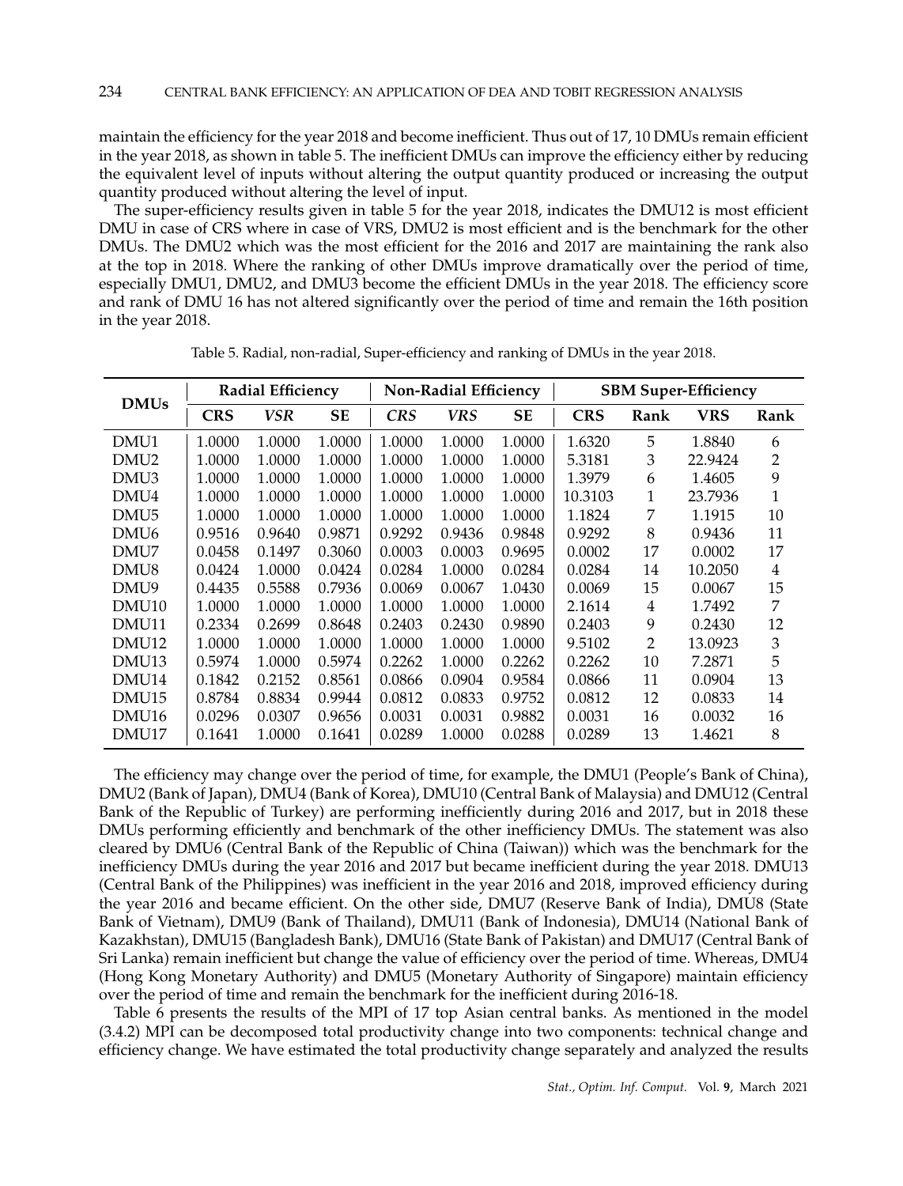maintain the efficiency for the year 2018 and become inefficient. Thus out of 17, 10 DMUs remain efficient in the year 2018, as shown in table 5. The inefficient DMUs can improve the efficiency either by reducing the equivalent level of inputs without altering the output quantity produced or increasing the output quantity produced without altering the level of input.

The super-efficiency results given in table 5 for the year 2018, indicates the DMU12 is most efficient DMU in case of CRS where in case of VRS, DMU2 is most efficient and is the benchmark for the other DMUs. The DMU2 which was the most efficient for the 2016 and 2017 are maintaining the rank also at the top in 2018. Where the ranking of other DMUs improve dramatically over the period of time, especially DMU1, DMU2, and DMU3 become the efficient DMUs in the year 2018. The efficiency score and rank of DMU 16 has not altered significantly over the period of time and remain the 16th position in the year 2018.

Table 5. Radial, non-radial, Super-efficiency and ranking of DMUs in the year 2018.

| DMUs | Radial Efficiency | | | Non-Radial Efficiency | | | SBM Super-Efficiency | | | |
|---|---|---|---|---|---|---|---|---|---|---|
| | **CRS** | *VSR* | **SE** | *CRS* | *VRS* | **SE** | **CRS** | **Rank** | **VRS** | **Rank** |
| DMU1 | 1.0000 | 1.0000 | 1.0000 | 1.0000 | 1.0000 | 1.0000 | 1.6320 | 5 | 1.8840 | 6 |
| DMU2 | 1.0000 | 1.0000 | 1.0000 | 1.0000 | 1.0000 | 1.0000 | 5.3181 | 3 | 22.9424 | 2 |
| DMU3 | 1.0000 | 1.0000 | 1.0000 | 1.0000 | 1.0000 | 1.0000 | 1.3979 | 6 | 1.4605 | 9 |
| DMU4 | 1.0000 | 1.0000 | 1.0000 | 1.0000 | 1.0000 | 1.0000 | 10.3103 | 1 | 23.7936 | 1 |
| DMU5 | 1.0000 | 1.0000 | 1.0000 | 1.0000 | 1.0000 | 1.0000 | 1.1824 | 7 | 1.1915 | 10 |
| DMU6 | 0.9516 | 0.9640 | 0.9871 | 0.9292 | 0.9436 | 0.9848 | 0.9292 | 8 | 0.9436 | 11 |
| DMU7 | 0.0458 | 0.1497 | 0.3060 | 0.0003 | 0.0003 | 0.9695 | 0.0002 | 17 | 0.0002 | 17 |
| DMU8 | 0.0424 | 1.0000 | 0.0424 | 0.0284 | 1.0000 | 0.0284 | 0.0284 | 14 | 10.2050 | 4 |
| DMU9 | 0.4435 | 0.5588 | 0.7936 | 0.0069 | 0.0067 | 1.0430 | 0.0069 | 15 | 0.0067 | 15 |
| DMU10 | 1.0000 | 1.0000 | 1.0000 | 1.0000 | 1.0000 | 1.0000 | 2.1614 | 4 | 1.7492 | 7 |
| DMU11 | 0.2334 | 0.2699 | 0.8648 | 0.2403 | 0.2430 | 0.9890 | 0.2403 | 9 | 0.2430 | 12 |
| DMU12 | 1.0000 | 1.0000 | 1.0000 | 1.0000 | 1.0000 | 1.0000 | 9.5102 | 2 | 13.0923 | 3 |
| DMU13 | 0.5974 | 1.0000 | 0.5974 | 0.2262 | 1.0000 | 0.2262 | 0.2262 | 10 | 7.2871 | 5 |
| DMU14 | 0.1842 | 0.2152 | 0.8561 | 0.0866 | 0.0904 | 0.9584 | 0.0866 | 11 | 0.0904 | 13 |
| DMU15 | 0.8784 | 0.8834 | 0.9944 | 0.0812 | 0.0833 | 0.9752 | 0.0812 | 12 | 0.0833 | 14 |
| DMU16 | 0.0296 | 0.0307 | 0.9656 | 0.0031 | 0.0031 | 0.9882 | 0.0031 | 16 | 0.0032 | 16 |
| DMU17 | 0.1641 | 1.0000 | 0.1641 | 0.0289 | 1.0000 | 0.0288 | 0.0289 | 13 | 1.4621 | 8 |

The efficiency may change over the period of time, for example, the DMU1 (People's Bank of China), DMU2 (Bank of Japan), DMU4 (Bank of Korea), DMU10 (Central Bank of Malaysia) and DMU12 (Central Bank of the Republic of Turkey) are performing inefficiently during 2016 and 2017, but in 2018 these DMUs performing efficiently and benchmark of the other inefficiency DMUs. The statement was also cleared by DMU6 (Central Bank of the Republic of China (Taiwan)) which was the benchmark for the inefficiency DMUs during the year 2016 and 2017 but became inefficient during the year 2018. DMU13 (Central Bank of the Philippines) was inefficient in the year 2016 and 2018, improved efficiency during the year 2016 and became efficient. On the other side, DMU7 (Reserve Bank of India), DMU8 (State Bank of Vietnam), DMU9 (Bank of Thailand), DMU11 (Bank of Indonesia), DMU14 (National Bank of Kazakhstan), DMU15 (Bangladesh Bank), DMU16 (State Bank of Pakistan) and DMU17 (Central Bank of Sri Lanka) remain inefficient but change the value of efficiency over the period of time. Whereas, DMU4 (Hong Kong Monetary Authority) and DMU5 (Monetary Authority of Singapore) maintain efficiency over the period of time and remain the benchmark for the inefficient during 2016-18.

Table 6 presents the results of the MPI of 17 top Asian central banks. As mentioned in the model (3.4.2) MPI can be decomposed total productivity change into two components: technical change and efficiency change. We have estimated the total productivity change separately and analyzed the results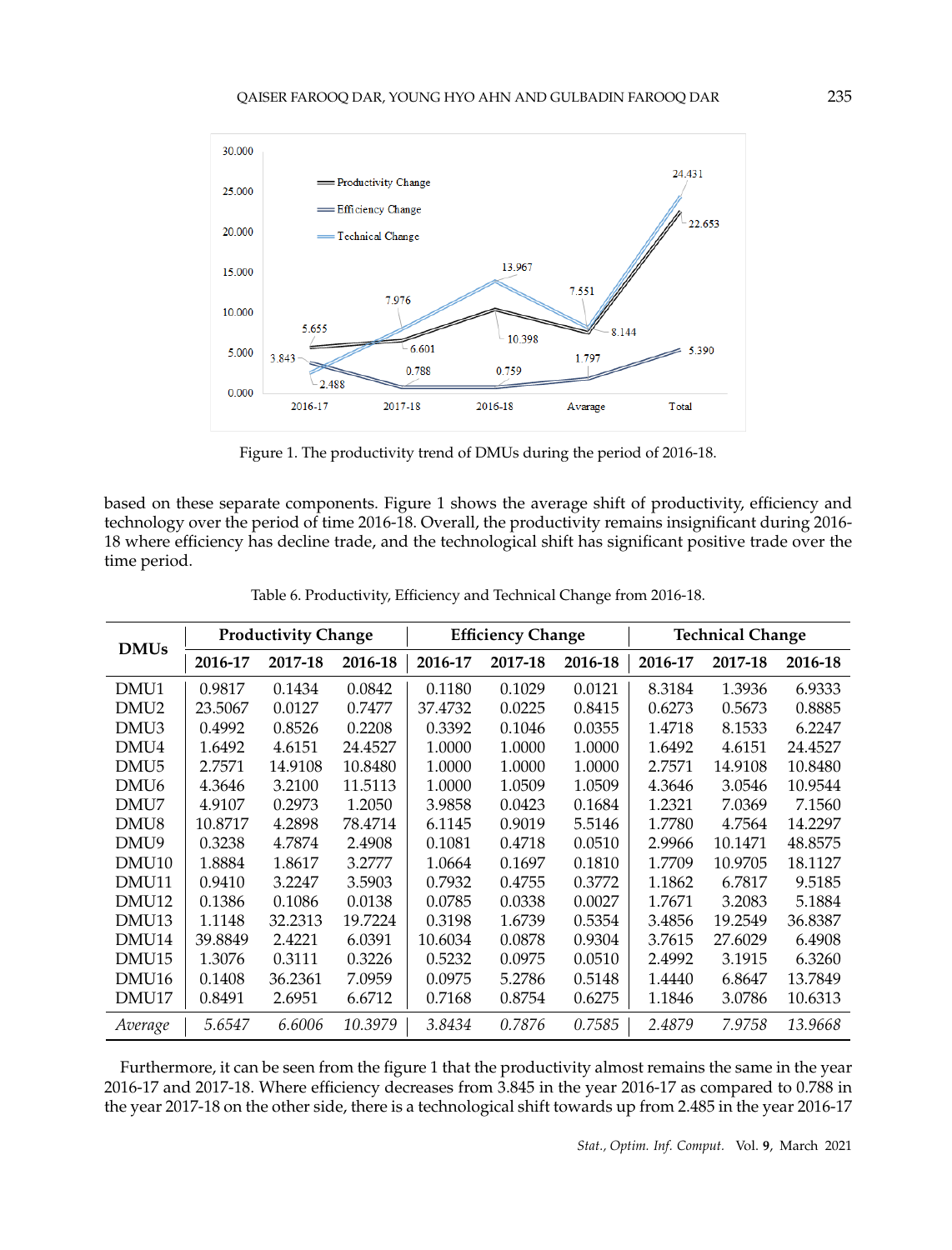Figure 1. The productivity trend of DMUs during the period of 2016-18.

based on these separate components. Figure 1 shows the average shift of productivity, efficiency and technology over the period of time 2016-18. Overall, the productivity remains insignificant during 2016-18 where efficiency has decline trade, and the technological shift has significant positive trade over the time period.

Table 6. Productivity, Efficiency and Technical Change from 2016-18.

| DMUs | Productivity Change | | | Efficiency Change | | | Technical Change | | |
|---|---|---|---|---|---|---|---|---|---|
| | 2016-17 | 2017-18 | 2016-18 | 2016-17 | 2017-18 | 2016-18 | 2016-17 | 2017-18 | 2016-18 |
| DMU1 | 0.9817 | 0.1434 | 0.0842 | 0.1180 | 0.1029 | 0.0121 | 8.3184 | 1.3936 | 6.9333 |
| DMU2 | 23.5067 | 0.0127 | 0.7477 | 37.4732 | 0.0225 | 0.8415 | 0.6273 | 0.5673 | 0.8885 |
| DMU3 | 0.4992 | 0.8526 | 0.2208 | 0.3392 | 0.1046 | 0.0355 | 1.4718 | 8.1533 | 6.2247 |
| DMU4 | 1.6492 | 4.6151 | 24.4527 | 1.0000 | 1.0000 | 1.0000 | 1.6492 | 4.6151 | 24.4527 |
| DMU5 | 2.7571 | 14.9108 | 10.8480 | 1.0000 | 1.0000 | 1.0000 | 2.7571 | 14.9108 | 10.8480 |
| DMU6 | 4.3646 | 3.2100 | 11.5113 | 1.0000 | 1.0509 | 1.0509 | 4.3646 | 3.0546 | 10.9544 |
| DMU7 | 4.9107 | 0.2973 | 1.2050 | 3.9858 | 0.0423 | 0.1684 | 1.2321 | 7.0369 | 7.1560 |
| DMU8 | 10.8717 | 4.2898 | 78.4714 | 6.1145 | 0.9019 | 5.5146 | 1.7780 | 4.7564 | 14.2297 |
| DMU9 | 0.3238 | 4.7874 | 2.4908 | 0.1081 | 0.4718 | 0.0510 | 2.9966 | 10.1471 | 48.8575 |
| DMU10 | 1.8884 | 1.8617 | 3.2777 | 1.0664 | 0.1697 | 0.1810 | 1.7709 | 10.9705 | 18.1127 |
| DMU11 | 0.9410 | 3.2247 | 3.5903 | 0.7932 | 0.4755 | 0.3772 | 1.1862 | 6.7817 | 9.5185 |
| DMU12 | 0.1386 | 0.1086 | 0.0138 | 0.0785 | 0.0338 | 0.0027 | 1.7671 | 3.2083 | 5.1884 |
| DMU13 | 1.1148 | 32.2313 | 19.7224 | 0.3198 | 1.6739 | 0.5354 | 3.4856 | 19.2549 | 36.8387 |
| DMU14 | 39.8849 | 2.4221 | 6.0391 | 10.6034 | 0.0878 | 0.9304 | 3.7615 | 27.6029 | 6.4908 |
| DMU15 | 1.3076 | 0.3111 | 0.3226 | 0.5232 | 0.0975 | 0.0510 | 2.4992 | 3.1915 | 6.3260 |
| DMU16 | 0.1408 | 36.2361 | 7.0959 | 0.0975 | 5.2786 | 0.5148 | 1.4440 | 6.8647 | 13.7849 |
| DMU17 | 0.8491 | 2.6951 | 6.6712 | 0.7168 | 0.8754 | 0.6275 | 1.1846 | 3.0786 | 10.6313 |
| *Average* | *5.6547* | *6.6006* | *10.3979* | *3.8434* | *0.7876* | *0.7585* | *2.4879* | *7.9758* | *13.9668* |

Furthermore, it can be seen from the figure 1 that the productivity almost remains the same in the year 2016-17 and 2017-18. Where efficiency decreases from 3.845 in the year 2016-17 as compared to 0.788 in the year 2017-18 on the other side, there is a technological shift towards up from 2.485 in the year 2016-17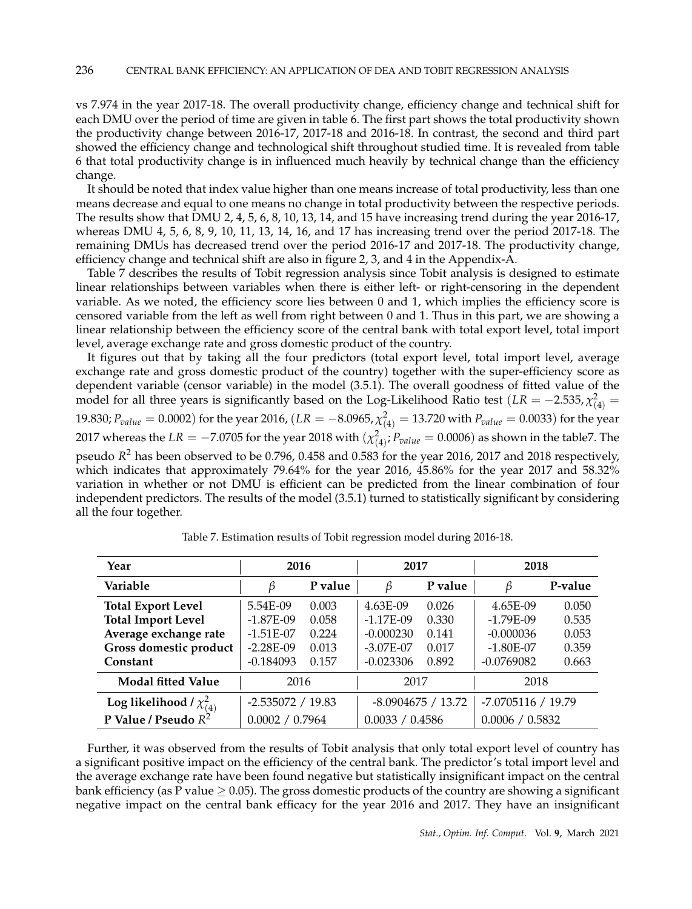vs 7.974 in the year 2017-18. The overall productivity change, efficiency change and technical shift for each DMU over the period of time are given in table 6. The first part shows the total productivity shown the productivity change between 2016-17, 2017-18 and 2016-18. In contrast, the second and third part showed the efficiency change and technological shift throughout studied time. It is revealed from table 6 that total productivity change is in influenced much heavily by technical change than the efficiency change.

It should be noted that index value higher than one means increase of total productivity, less than one means decrease and equal to one means no change in total productivity between the respective periods. The results show that DMU 2, 4, 5, 6, 8, 10, 13, 14, and 15 have increasing trend during the year 2016-17, whereas DMU 4, 5, 6, 8, 9, 10, 11, 13, 14, 16, and 17 has increasing trend over the period 2017-18. The remaining DMUs has decreased trend over the period 2016-17 and 2017-18. The productivity change, efficiency change and technical shift are also in figure 2, 3, and 4 in the Appendix-A.

Table 7 describes the results of Tobit regression analysis since Tobit analysis is designed to estimate linear relationships between variables when there is either left- or right-censoring in the dependent variable. As we noted, the efficiency score lies between 0 and 1, which implies the efficiency score is censored variable from the left as well from right between 0 and 1. Thus in this part, we are showing a linear relationship between the efficiency score of the central bank with total export level, total import level, average exchange rate and gross domestic product of the country.

It figures out that by taking all the four predictors (total export level, total import level, average exchange rate and gross domestic product of the country) together with the super-efficiency score as dependent variable (censor variable) in the model (3.5.1). The overall goodness of fitted value of the model for all three years is significantly based on the Log-Likelihood Ratio test ($LR = -2.535, \chi^2_{(4)} = 19.830; P_{value} = 0.0002$) for the year 2016, ($LR = -8.0965, \chi^2_{(4)} = 13.720$ with $P_{value} = 0.0033$) for the year 2017 whereas the $LR = -7.0705$ for the year 2018 with ($\chi^2_{(4)}; P_{value} = 0.0006$) as shown in the table7. The pseudo $R^2$ has been observed to be 0.796, 0.458 and 0.583 for the year 2016, 2017 and 2018 respectively, which indicates that approximately 79.64% for the year 2016, 45.86% for the year 2017 and 58.32% variation in whether or not DMU is efficient can be predicted from the linear combination of four independent predictors. The results of the model (3.5.1) turned to statistically significant by considering all the four together.

Table 7. Estimation results of Tobit regression model during 2016-18.

| **Year** | **2016** | | **2017** | | **2018** | |
|---|---|---|---|---|---|---|
| **Variable** | $\beta$ | **P value** | $\beta$ | **P value** | $\beta$ | **P-value** |
| **Total Export Level** | 5.54E-09 | 0.003 | 4.63E-09 | 0.026 | 4.65E-09 | 0.050 |
| **Total Import Level** | -1.87E-09 | 0.058 | -1.17E-09 | 0.330 | -1.79E-09 | 0.535 |
| **Average exchange rate** | -1.51E-07 | 0.224 | -0.000230 | 0.141 | -0.000036 | 0.053 |
| **Gross domestic product** | -2.28E-09 | 0.013 | -3.07E-07 | 0.017 | -1.80E-07 | 0.359 |
| **Constant** | -0.184093 | 0.157 | -0.023306 | 0.892 | -0.0769082 | 0.663 |
| **Modal fitted Value** | 2016 | | 2017 | | 2018 | |
| **Log likelihood / $\chi^2_{(4)}$** | -2.535072 / 19.83 | | -8.0904675 / 13.72 | | -7.0705116 / 19.79 | |
| **P Value / Pseudo $R^2$** | 0.0002 / 0.7964 | | 0.0033 / 0.4586 | | 0.0006 / 0.5832 | |

Further, it was observed from the results of Tobit analysis that only total export level of country has a significant positive impact on the efficiency of the central bank. The predictor's total import level and the average exchange rate have been found negative but statistically insignificant impact on the central bank efficiency (as P value $\geq 0.05$). The gross domestic products of the country are showing a significant negative impact on the central bank efficacy for the year 2016 and 2017. They have an insignificant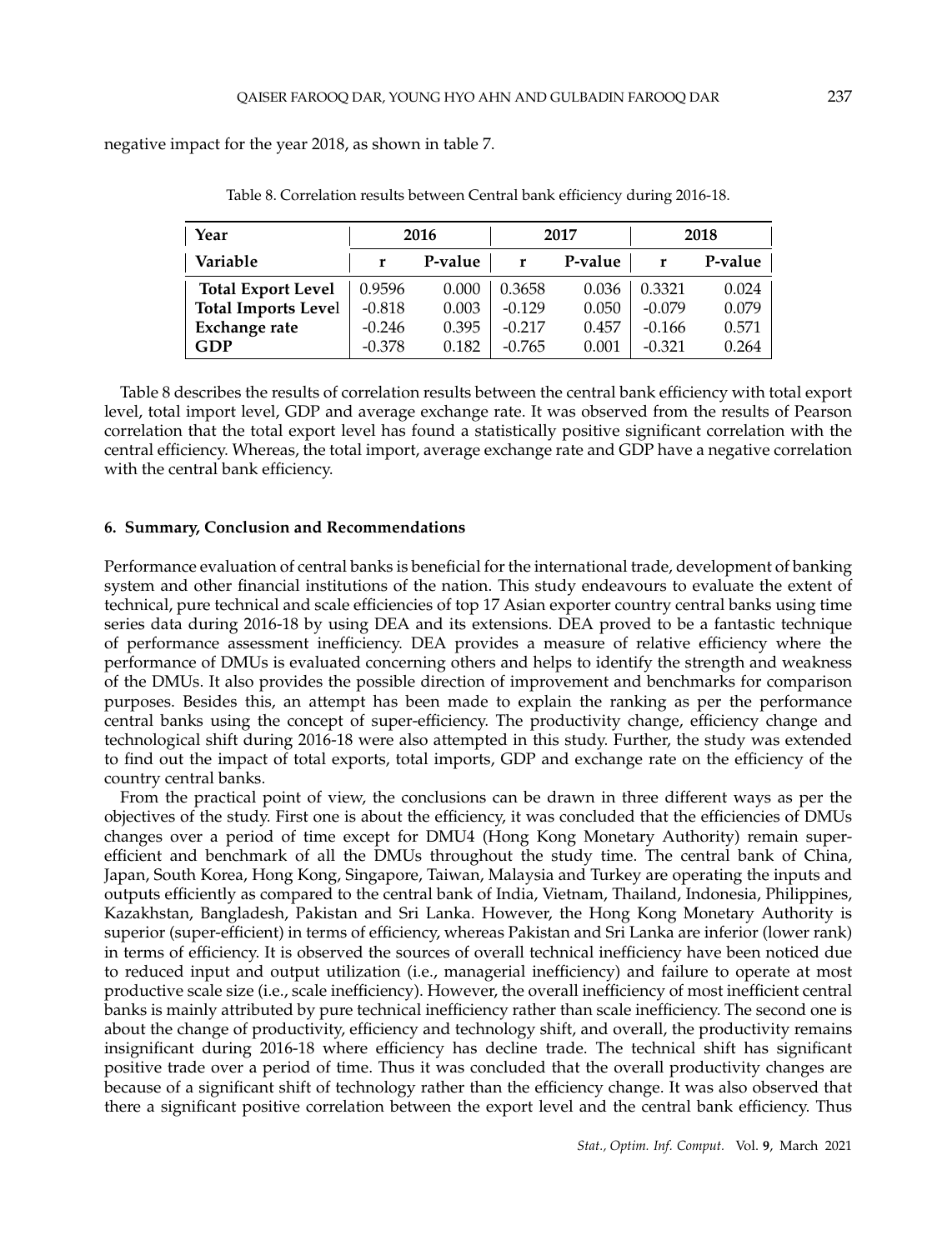negative impact for the year 2018, as shown in table 7.

Table 8. Correlation results between Central bank efficiency during 2016-18.

| Year | 2016 | | 2017 | | 2018 | |
|---|---|---|---|---|---|---|
| **Variable** | **r** | **P-value** | **r** | **P-value** | **r** | **P-value** |
| **Total Export Level** | 0.9596 | 0.000 | 0.3658 | 0.036 | 0.3321 | 0.024 |
| **Total Imports Level** | -0.818 | 0.003 | -0.129 | 0.050 | -0.079 | 0.079 |
| **Exchange rate** | -0.246 | 0.395 | -0.217 | 0.457 | -0.166 | 0.571 |
| **GDP** | -0.378 | 0.182 | -0.765 | 0.001 | -0.321 | 0.264 |

Table 8 describes the results of correlation results between the central bank efficiency with total export level, total import level, GDP and average exchange rate. It was observed from the results of Pearson correlation that the total export level has found a statistically positive significant correlation with the central efficiency. Whereas, the total import, average exchange rate and GDP have a negative correlation with the central bank efficiency.

### 6. Summary, Conclusion and Recommendations

Performance evaluation of central banks is beneficial for the international trade, development of banking system and other financial institutions of the nation. This study endeavours to evaluate the extent of technical, pure technical and scale efficiencies of top 17 Asian exporter country central banks using time series data during 2016-18 by using DEA and its extensions. DEA proved to be a fantastic technique of performance assessment inefficiency. DEA provides a measure of relative efficiency where the performance of DMUs is evaluated concerning others and helps to identify the strength and weakness of the DMUs. It also provides the possible direction of improvement and benchmarks for comparison purposes. Besides this, an attempt has been made to explain the ranking as per the performance central banks using the concept of super-efficiency. The productivity change, efficiency change and technological shift during 2016-18 were also attempted in this study. Further, the study was extended to find out the impact of total exports, total imports, GDP and exchange rate on the efficiency of the country central banks.

From the practical point of view, the conclusions can be drawn in three different ways as per the objectives of the study. First one is about the efficiency, it was concluded that the efficiencies of DMUs changes over a period of time except for DMU4 (Hong Kong Monetary Authority) remain super-efficient and benchmark of all the DMUs throughout the study time. The central bank of China, Japan, South Korea, Hong Kong, Singapore, Taiwan, Malaysia and Turkey are operating the inputs and outputs efficiently as compared to the central bank of India, Vietnam, Thailand, Indonesia, Philippines, Kazakhstan, Bangladesh, Pakistan and Sri Lanka. However, the Hong Kong Monetary Authority is superior (super-efficient) in terms of efficiency, whereas Pakistan and Sri Lanka are inferior (lower rank) in terms of efficiency. It is observed the sources of overall technical inefficiency have been noticed due to reduced input and output utilization (i.e., managerial inefficiency) and failure to operate at most productive scale size (i.e., scale inefficiency). However, the overall inefficiency of most inefficient central banks is mainly attributed by pure technical inefficiency rather than scale inefficiency. The second one is about the change of productivity, efficiency and technology shift, and overall, the productivity remains insignificant during 2016-18 where efficiency has decline trade. The technical shift has significant positive trade over a period of time. Thus it was concluded that the overall productivity changes are because of a significant shift of technology rather than the efficiency change. It was also observed that there a significant positive correlation between the export level and the central bank efficiency. Thus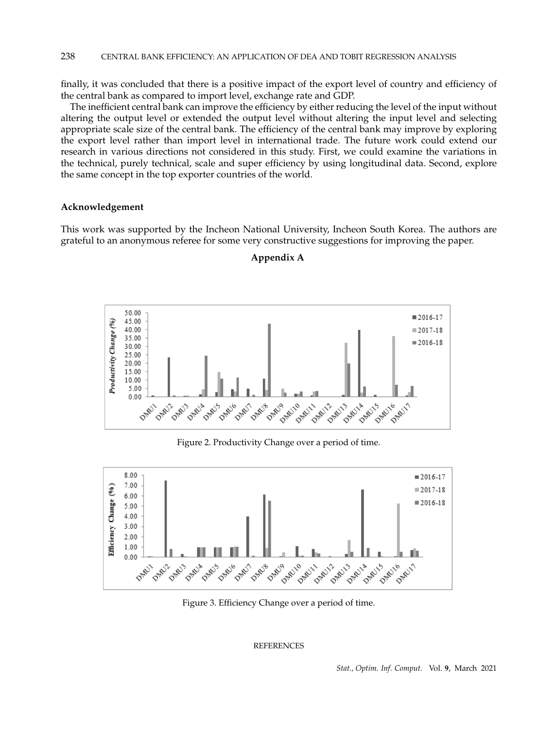finally, it was concluded that there is a positive impact of the export level of country and efficiency of the central bank as compared to import level, exchange rate and GDP.

The inefficient central bank can improve the efficiency by either reducing the level of the input without altering the output level or extended the output level without altering the input level and selecting appropriate scale size of the central bank. The efficiency of the central bank may improve by exploring the export level rather than import level in international trade. The future work could extend our research in various directions not considered in this study. First, we could examine the variations in the technical, purely technical, scale and super efficiency by using longitudinal data. Second, explore the same concept in the top exporter countries of the world.

## Acknowledgement

This work was supported by the Incheon National University, Incheon South Korea. The authors are grateful to an anonymous referee for some very constructive suggestions for improving the paper.

## Appendix A

Figure 2. Productivity Change over a period of time.

Figure 3. Efficiency Change over a period of time.

REFERENCES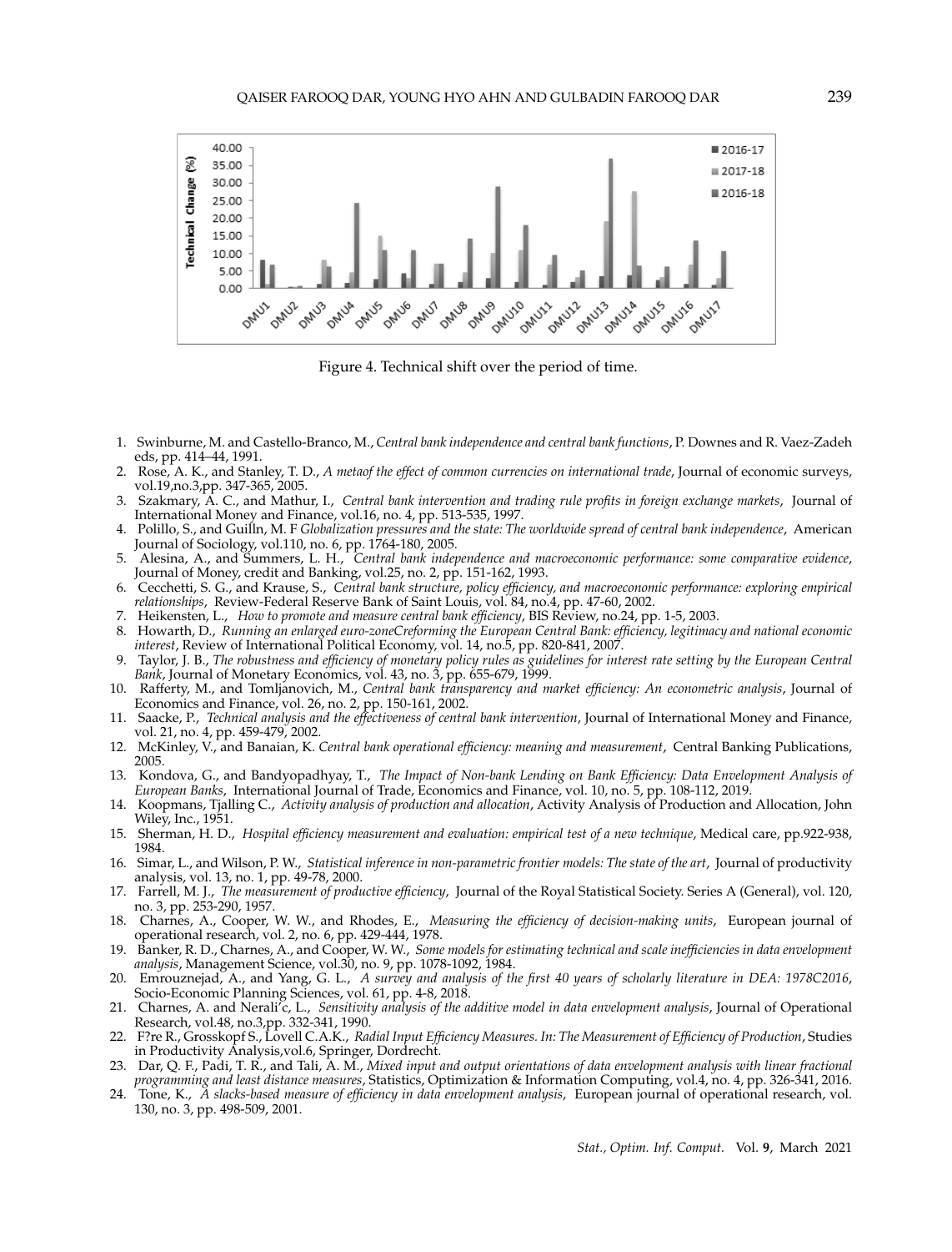Figure 4. Technical shift over the period of time.

1. Swinburne, M. and Castello-Branco, M., *Central bank independence and central bank functions*, P. Downes and R. Vaez-Zadeh eds, pp. 414–44, 1991.
2. Rose, A. K., and Stanley, T. D., *A metaof the effect of common currencies on international trade*, Journal of economic surveys, vol.19,no.3,pp. 347-365, 2005.
3. Szakmary, A. C., and Mathur, I., *Central bank intervention and trading rule profits in foreign exchange markets*, Journal of International Money and Finance, vol.16, no. 4, pp. 513-535, 1997.
4. Polillo, S., and Guilln, M. F *Globalization pressures and the state: The worldwide spread of central bank independence*, American Journal of Sociology, vol.110, no. 6, pp. 1764-180, 2005.
5. Alesina, A., and Summers, L. H., *Central bank independence and macroeconomic performance: some comparative evidence*, Journal of Money, credit and Banking, vol.25, no. 2, pp. 151-162, 1993.
6. Cecchetti, S. G., and Krause, S., *Central bank structure, policy efficiency, and macroeconomic performance: exploring empirical relationships*, Review-Federal Reserve Bank of Saint Louis, vol. 84, no.4, pp. 47-60, 2002.
7. Heikensten, L., *How to promote and measure central bank efficiency*, BIS Review, no.24, pp. 1-5, 2003.
8. Howarth, D., *Running an enlarged euro-zoneCreforming the European Central Bank: efficiency, legitimacy and national economic interest*, Review of International Political Economy, vol. 14, no.5, pp. 820-841, 2007.
9. Taylor, J. B., *The robustness and efficiency of monetary policy rules as guidelines for interest rate setting by the European Central Bank*, Journal of Monetary Economics, vol. 43, no. 3, pp. 655-679, 1999.
10. Rafferty, M., and Tomljanovich, M., *Central bank transparency and market efficiency: An econometric analysis*, Journal of Economics and Finance, vol. 26, no. 2, pp. 150-161, 2002.
11. Saacke, P., *Technical analysis and the effectiveness of central bank intervention*, Journal of International Money and Finance, vol. 21, no. 4, pp. 459-479, 2002.
12. McKinley, V., and Banaian, K. *Central bank operational efficiency: meaning and measurement*, Central Banking Publications, 2005.
13. Kondova, G., and Bandyopadhyay, T., *The Impact of Non-bank Lending on Bank Efficiency: Data Envelopment Analysis of European Banks*, International Journal of Trade, Economics and Finance, vol. 10, no. 5, pp. 108-112, 2019.
14. Koopmans, Tjalling C., *Activity analysis of production and allocation*, Activity Analysis of Production and Allocation, John Wiley, Inc., 1951.
15. Sherman, H. D., *Hospital efficiency measurement and evaluation: empirical test of a new technique*, Medical care, pp.922-938, 1984.
16. Simar, L., and Wilson, P. W., *Statistical inference in non-parametric frontier models: The state of the art*, Journal of productivity analysis, vol. 13, no. 1, pp. 49-78, 2000.
17. Farrell, M. J., *The measurement of productive efficiency*, Journal of the Royal Statistical Society. Series A (General), vol. 120, no. 3, pp. 253-290, 1957.
18. Charnes, A., Cooper, W. W., and Rhodes, E., *Measuring the efficiency of decision-making units*, European journal of operational research, vol. 2, no. 6, pp. 429-444, 1978.
19. Banker, R. D., Charnes, A., and Cooper, W. W., *Some models for estimating technical and scale inefficiencies in data envelopment analysis*, Management Science, vol.30, no. 9, pp. 1078-1092, 1984.
20. Emrouznejad, A., and Yang, G. L., *A survey and analysis of the first 40 years of scholarly literature in DEA: 1978C2016*, Socio-Economic Planning Sciences, vol. 61, pp. 4-8, 2018.
21. Charnes, A. and Neralić, L., *Sensitivity analysis of the additive model in data envelopment analysis*, Journal of Operational Research, vol.48, no.3,pp. 332-341, 1990.
22. F?re R., Grosskopf S., Lovell C.A.K., *Radial Input Efficiency Measures. In: The Measurement of Efficiency of Production*, Studies in Productivity Analysis,vol.6, Springer, Dordrecht.
23. Dar, Q. F., Padi, T. R., and Tali, A. M., *Mixed input and output orientations of data envelopment analysis with linear fractional programming and least distance measures*, Statistics, Optimization & Information Computing, vol.4, no. 4, pp. 326-341, 2016.
24. Tone, K., *A slacks-based measure of efficiency in data envelopment analysis*, European journal of operational research, vol. 130, no. 3, pp. 498-509, 2001.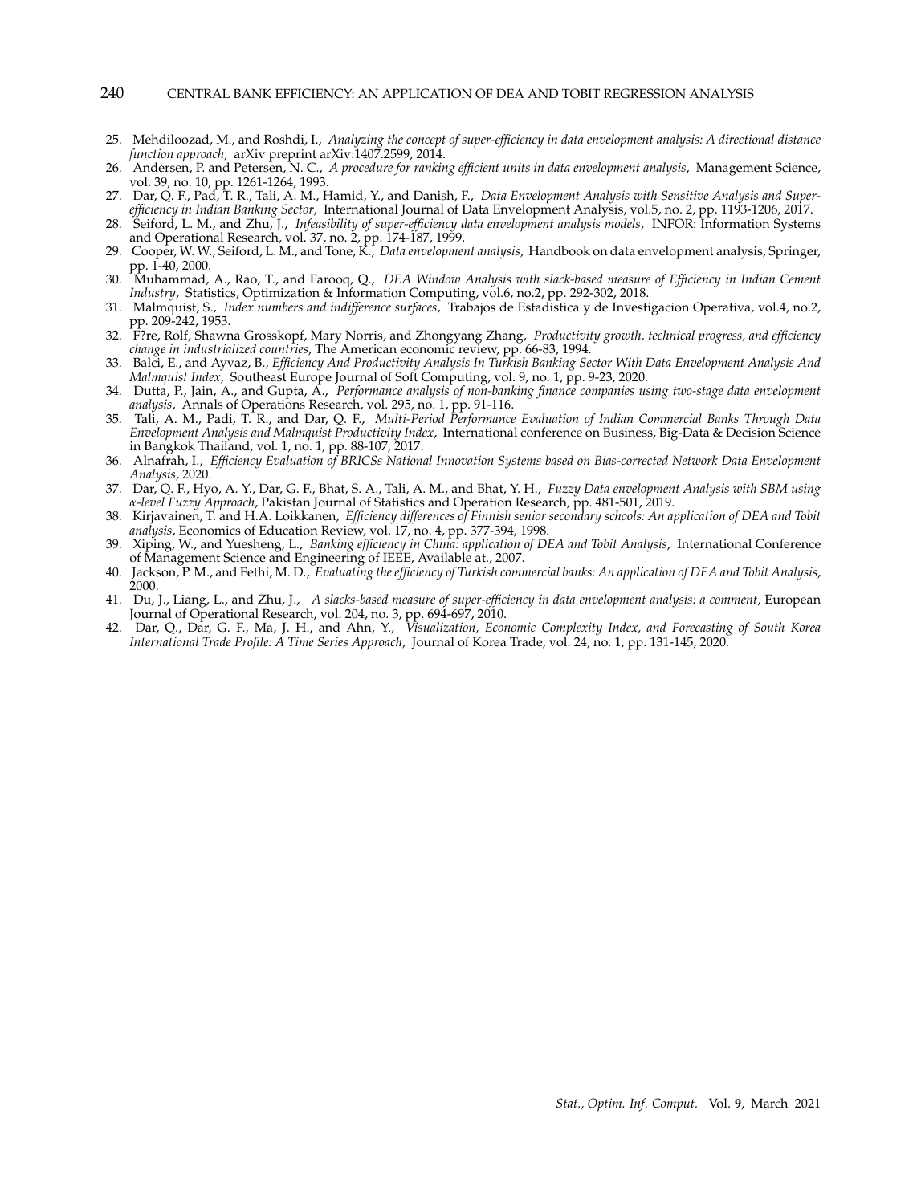25. Mehdiloozad, M., and Roshdi, I., *Analyzing the concept of super-efficiency in data envelopment analysis: A directional distance function approach*, arXiv preprint arXiv:1407.2599, 2014.
26. Andersen, P. and Petersen, N. C., *A procedure for ranking efficient units in data envelopment analysis*, Management Science, vol. 39, no. 10, pp. 1261-1264, 1993.
27. Dar, Q. F., Pad, T. R., Tali, A. M., Hamid, Y., and Danish, F., *Data Envelopment Analysis with Sensitive Analysis and Super-efficiency in Indian Banking Sector*, International Journal of Data Envelopment Analysis, vol.5, no. 2, pp. 1193-1206, 2017.
28. Seiford, L. M., and Zhu, J., *Infeasibility of super-efficiency data envelopment analysis models*, INFOR: Information Systems and Operational Research, vol. 37, no. 2, pp. 174-187, 1999.
29. Cooper, W. W., Seiford, L. M., and Tone, K., *Data envelopment analysis*, Handbook on data envelopment analysis, Springer, pp. 1-40, 2000.
30. Muhammad, A., Rao, T., and Farooq, Q., *DEA Window Analysis with slack-based measure of Efficiency in Indian Cement Industry*, Statistics, Optimization & Information Computing, vol.6, no.2, pp. 292-302, 2018.
31. Malmquist, S., *Index numbers and indifference surfaces*, Trabajos de Estadistica y de Investigacion Operativa, vol.4, no.2, pp. 209-242, 1953.
32. F?re, Rolf, Shawna Grosskopf, Mary Norris, and Zhongyang Zhang, *Productivity growth, technical progress, and efficiency change in industrialized countries*, The American economic review, pp. 66-83, 1994.
33. Balci, E., and Ayvaz, B., *Efficiency And Productivity Analysis In Turkish Banking Sector With Data Envelopment Analysis And Malmquist Index*, Southeast Europe Journal of Soft Computing, vol. 9, no. 1, pp. 9-23, 2020.
34. Dutta, P., Jain, A., and Gupta, A., *Performance analysis of non-banking finance companies using two-stage data envelopment analysis*, Annals of Operations Research, vol. 295, no. 1, pp. 91-116.
35. Tali, A. M., Padi, T. R., and Dar, Q. F., *Multi-Period Performance Evaluation of Indian Commercial Banks Through Data Envelopment Analysis and Malmquist Productivity Index*, International conference on Business, Big-Data & Decision Science in Bangkok Thailand, vol. 1, no. 1, pp. 88-107, 2017.
36. Alnafrah, I., *Efficiency Evaluation of BRICSs National Innovation Systems based on Bias-corrected Network Data Envelopment Analysis*, 2020.
37. Dar, Q. F., Hyo, A. Y., Dar, G. F., Bhat, S. A., Tali, A. M., and Bhat, Y. H., *Fuzzy Data envelopment Analysis with SBM using α-level Fuzzy Approach*, Pakistan Journal of Statistics and Operation Research, pp. 481-501, 2019.
38. Kirjavainen, T. and H.A. Loikkanen, *Efficiency differences of Finnish senior secondary schools: An application of DEA and Tobit analysis*, Economics of Education Review, vol. 17, no. 4, pp. 377-394, 1998.
39. Xiping, W., and Yuesheng, L., *Banking efficiency in China: application of DEA and Tobit Analysis*, International Conference of Management Science and Engineering of IEEE, Available at., 2007.
40. Jackson, P. M., and Fethi, M. D., *Evaluating the efficiency of Turkish commercial banks: An application of DEA and Tobit Analysis*, 2000.
41. Du, J., Liang, L., and Zhu, J., *A slacks-based measure of super-efficiency in data envelopment analysis: a comment*, European Journal of Operational Research, vol. 204, no. 3, pp. 694-697, 2010.
42. Dar, Q., Dar, G. F., Ma, J. H., and Ahn, Y., *Visualization, Economic Complexity Index, and Forecasting of South Korea International Trade Profile: A Time Series Approach*, Journal of Korea Trade, vol. 24, no. 1, pp. 131-145, 2020.